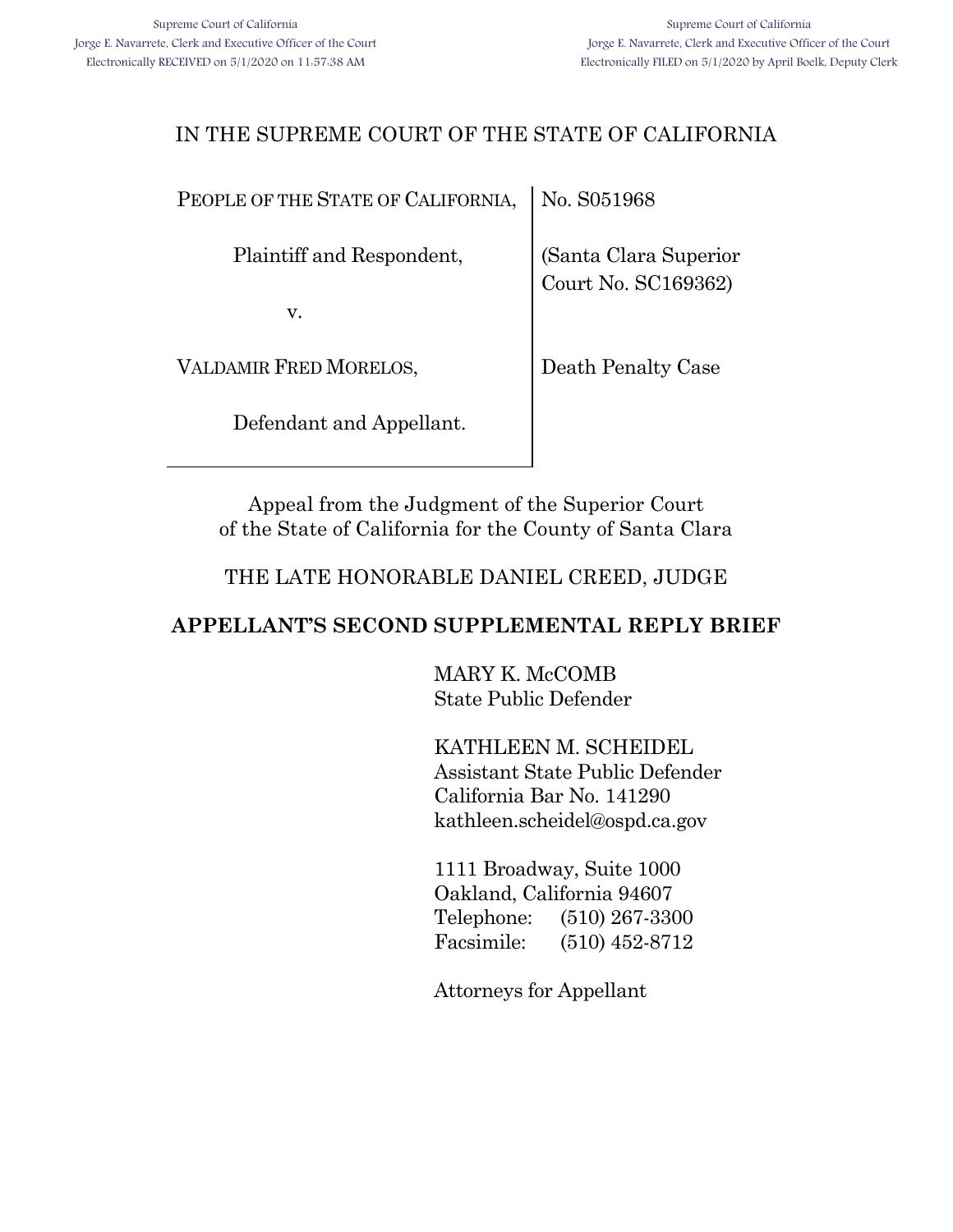Supreme Court of California
Jorge E. Navarrete, Clerk and Executive Officer of the Court
Electronically RECEIVED on 5/1/2020 on 11:57:38 AM

Supreme Court of California
Jorge E. Navarrete, Clerk and Executive Officer of the Court
Electronically FILED on 5/1/2020 by April Boelk, Deputy Clerk

# IN THE SUPREME COURT OF THE STATE OF CALIFORNIA

| | |
|---|---|
| PEOPLE OF THE STATE OF CALIFORNIA, | No. S051968 |
| Plaintiff and Respondent, | (Santa Clara Superior Court No. SC169362) |
| v. | |
| VALDAMIR FRED MORELOS, | Death Penalty Case |
| Defendant and Appellant. | |

Appeal from the Judgment of the Superior Court
of the State of California for the County of Santa Clara

THE LATE HONORABLE DANIEL CREED, JUDGE

## APPELLANT'S SECOND SUPPLEMENTAL REPLY BRIEF

MARY K. McCOMB
State Public Defender

KATHLEEN M. SCHEIDEL
Assistant State Public Defender
California Bar No. 141290
kathleen.scheidel@ospd.ca.gov

1111 Broadway, Suite 1000
Oakland, California 94607
Telephone: (510) 267-3300
Facsimile: (510) 452-8712

Attorneys for Appellant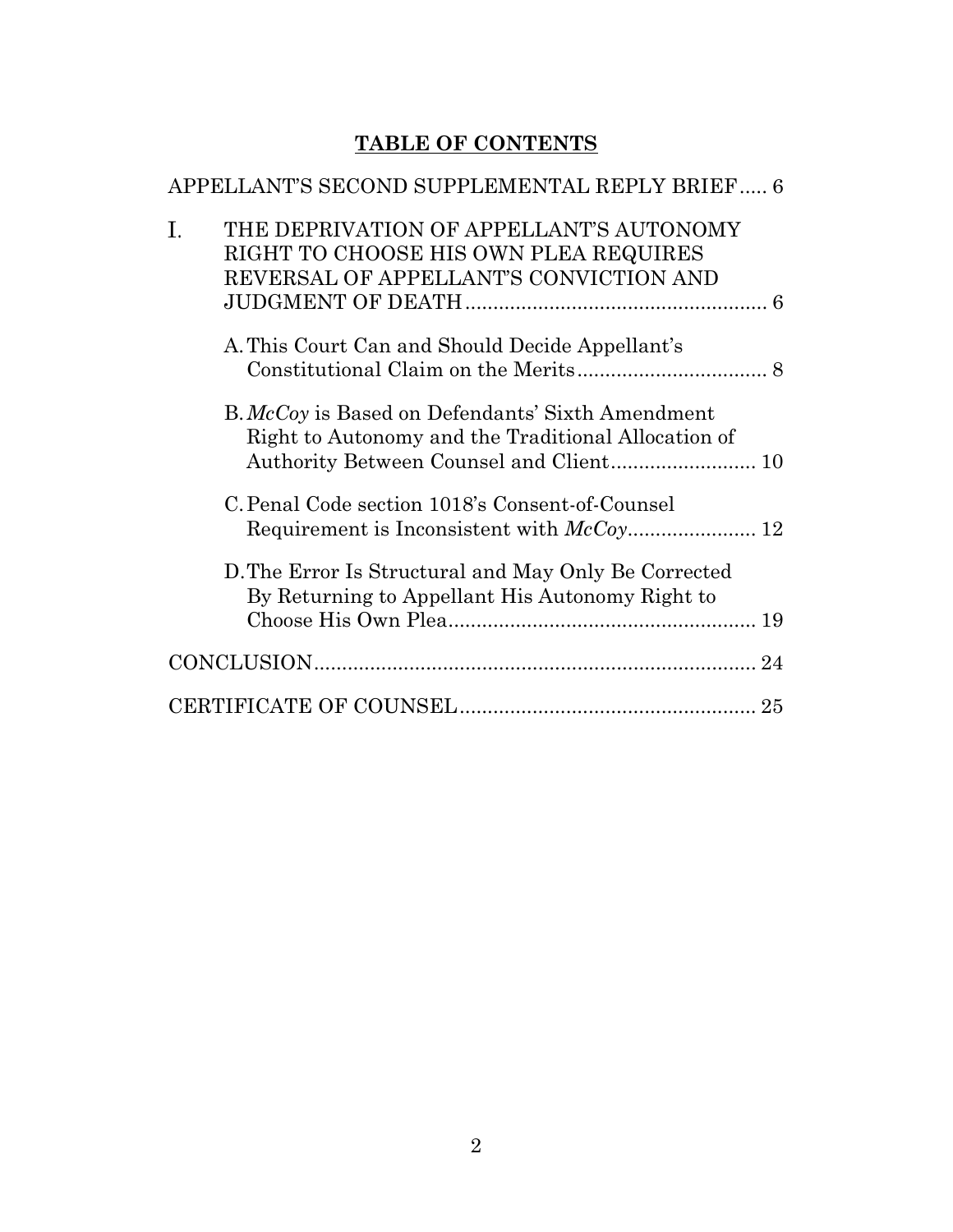# TABLE OF CONTENTS

APPELLANT'S SECOND SUPPLEMENTAL REPLY BRIEF..... 6

I. THE DEPRIVATION OF APPELLANT'S AUTONOMY RIGHT TO CHOOSE HIS OWN PLEA REQUIRES REVERSAL OF APPELLANT'S CONVICTION AND JUDGMENT OF DEATH...................................................... 6

A. This Court Can and Should Decide Appellant's Constitutional Claim on the Merits.................................. 8

B. *McCoy* is Based on Defendants' Sixth Amendment Right to Autonomy and the Traditional Allocation of Authority Between Counsel and Client.......................... 10

C. Penal Code section 1018's Consent-of-Counsel Requirement is Inconsistent with *McCoy*....................... 12

D. The Error Is Structural and May Only Be Corrected By Returning to Appellant His Autonomy Right to Choose His Own Plea....................................................... 19

CONCLUSION................................................................................ 24

CERTIFICATE OF COUNSEL..................................................... 25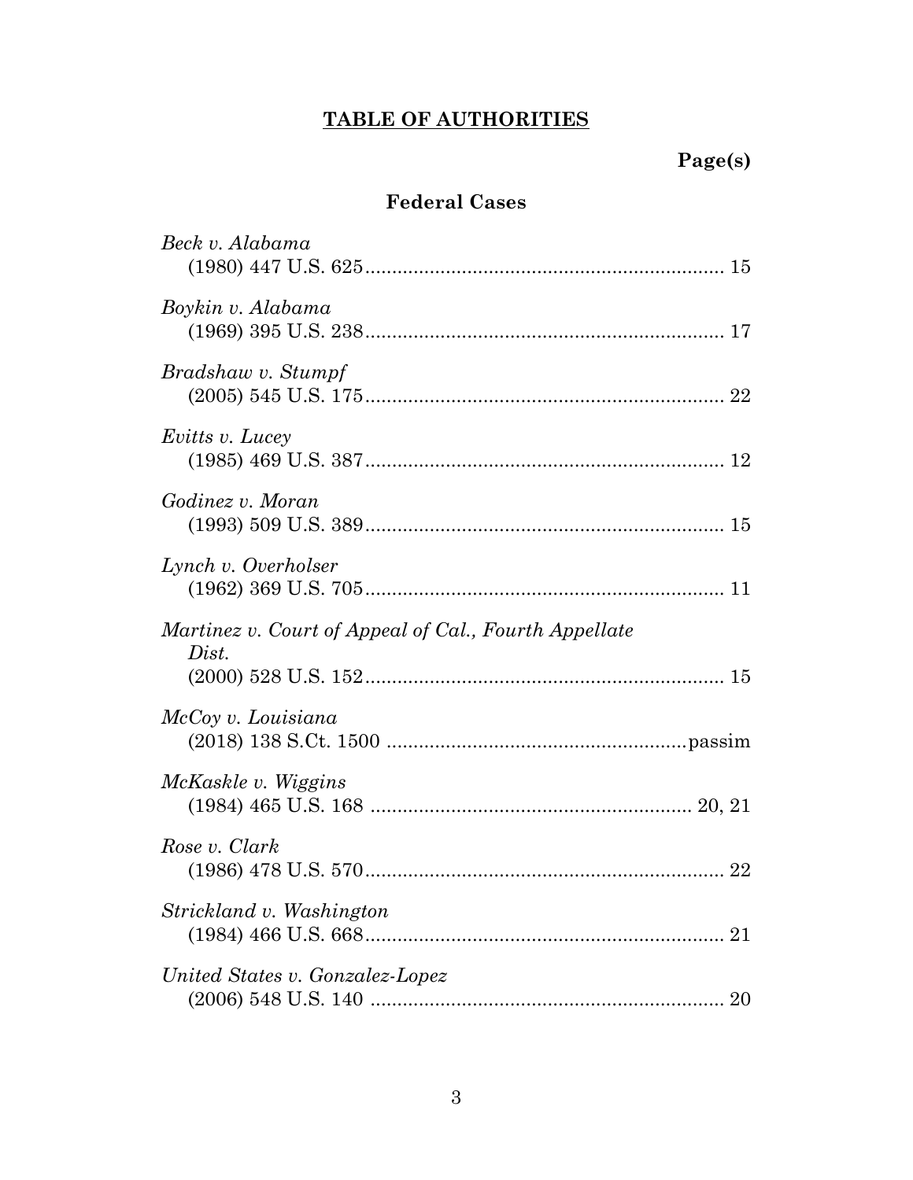# TABLE OF AUTHORITIES

**Page(s)**

## Federal Cases

*Beck v. Alabama*
(1980) 447 U.S. 625 .................................................................. 15

*Boykin v. Alabama*
(1969) 395 U.S. 238 .................................................................. 17

*Bradshaw v. Stumpf*
(2005) 545 U.S. 175 .................................................................. 22

*Evitts v. Lucey*
(1985) 469 U.S. 387 .................................................................. 12

*Godinez v. Moran*
(1993) 509 U.S. 389 .................................................................. 15

*Lynch v. Overholser*
(1962) 369 U.S. 705 .................................................................. 11

*Martinez v. Court of Appeal of Cal., Fourth Appellate Dist.*
(2000) 528 U.S. 152 .................................................................. 15

*McCoy v. Louisiana*
(2018) 138 S.Ct. 1500 .......................................................passim

*McKaskle v. Wiggins*
(1984) 465 U.S. 168 ............................................................ 20, 21

*Rose v. Clark*
(1986) 478 U.S. 570 .................................................................. 22

*Strickland v. Washington*
(1984) 466 U.S. 668 .................................................................. 21

*United States v. Gonzalez-Lopez*
(2006) 548 U.S. 140 .................................................................. 20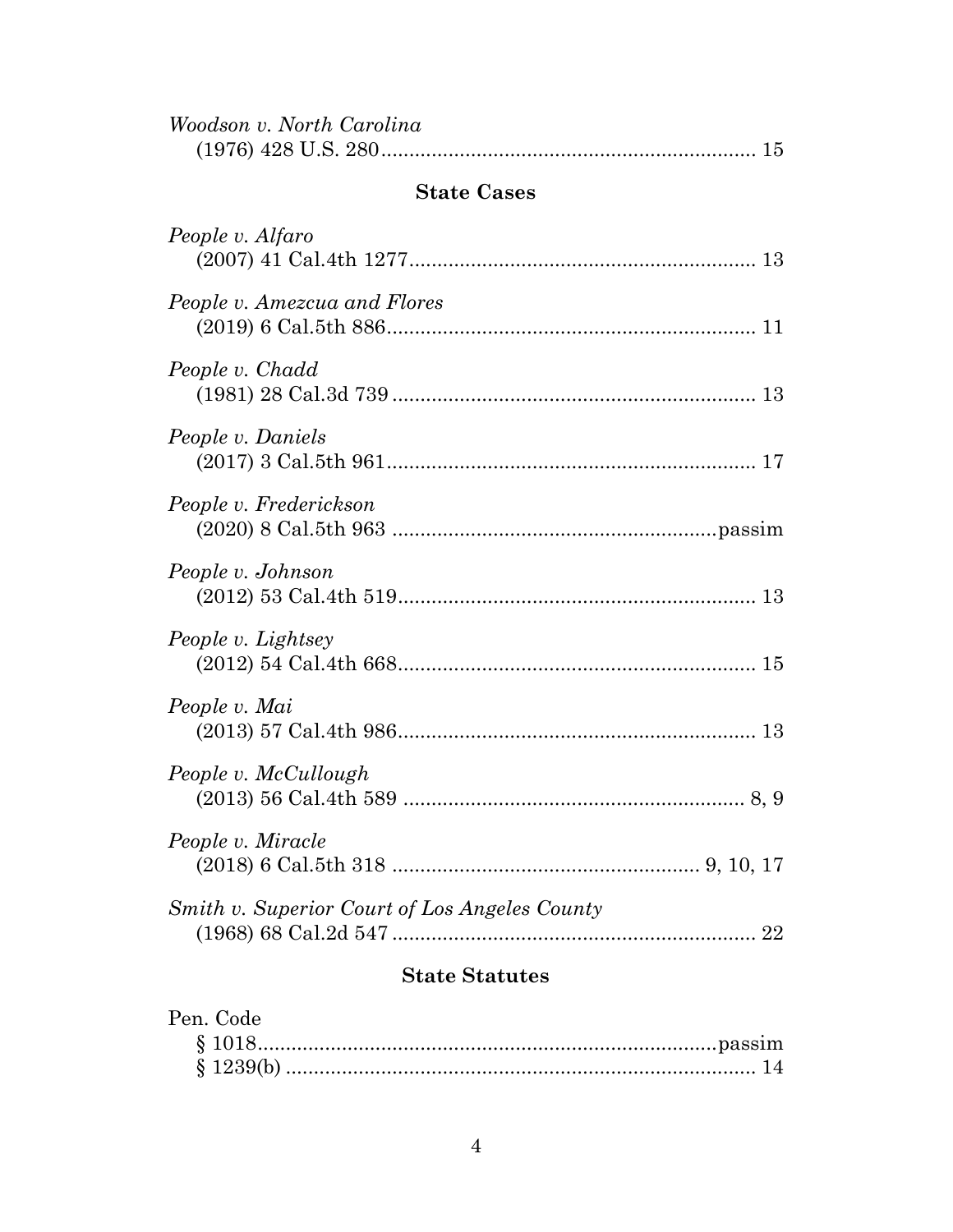*Woodson v. North Carolina*
(1976) 428 U.S. 280 .................................................................. 15

## State Cases

*People v. Alfaro*
(2007) 41 Cal.4th 1277 ............................................................ 13

*People v. Amezcua and Flores*
(2019) 6 Cal.5th 886 ................................................................ 11

*People v. Chadd*
(1981) 28 Cal.3d 739 ................................................................ 13

*People v. Daniels*
(2017) 3 Cal.5th 961 ................................................................ 17

*People v. Frederickson*
(2020) 8 Cal.5th 963 ........................................................ passim

*People v. Johnson*
(2012) 53 Cal.4th 519 ............................................................... 13

*People v. Lightsey*
(2012) 54 Cal.4th 668 ............................................................... 15

*People v. Mai*
(2013) 57 Cal.4th 986 ............................................................... 13

*People v. McCullough*
(2013) 56 Cal.4th 589 ............................................................ 8, 9

*People v. Miracle*
(2018) 6 Cal.5th 318 ..................................................... 9, 10, 17

*Smith v. Superior Court of Los Angeles County*
(1968) 68 Cal.2d 547 ................................................................ 22

## State Statutes

Pen. Code
§ 1018 ................................................................................. passim
§ 1239(b) ................................................................................... 14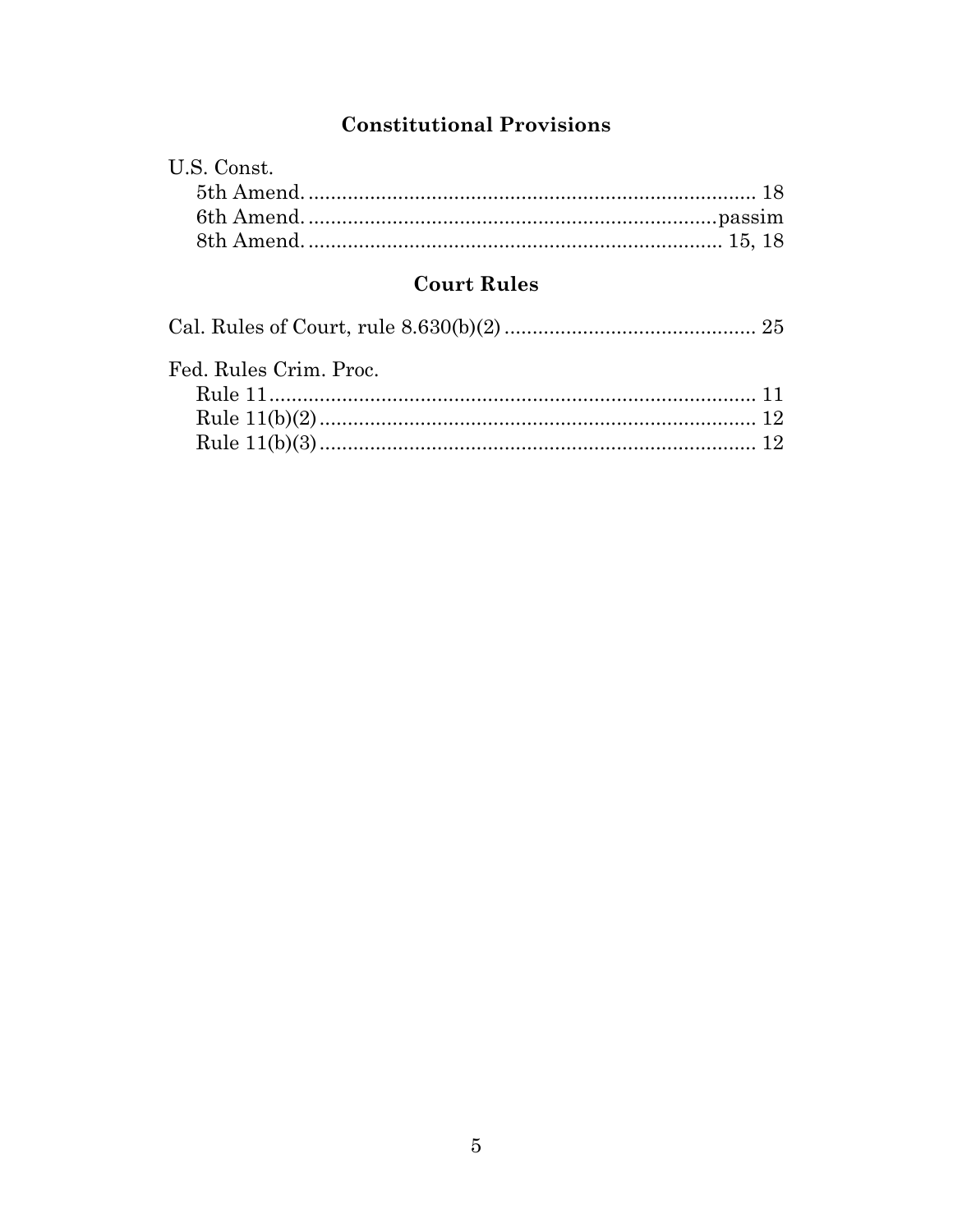## Constitutional Provisions

U.S. Const.
  5th Amend. ................................................................................ 18
  6th Amend. ..........................................................................passim
  8th Amend. .......................................................................... 15, 18

## Court Rules

Cal. Rules of Court, rule 8.630(b)(2) ............................................. 25

Fed. Rules Crim. Proc.
  Rule 11 ........................................................................................ 11
  Rule 11(b)(2) ............................................................................... 12
  Rule 11(b)(3) ............................................................................... 12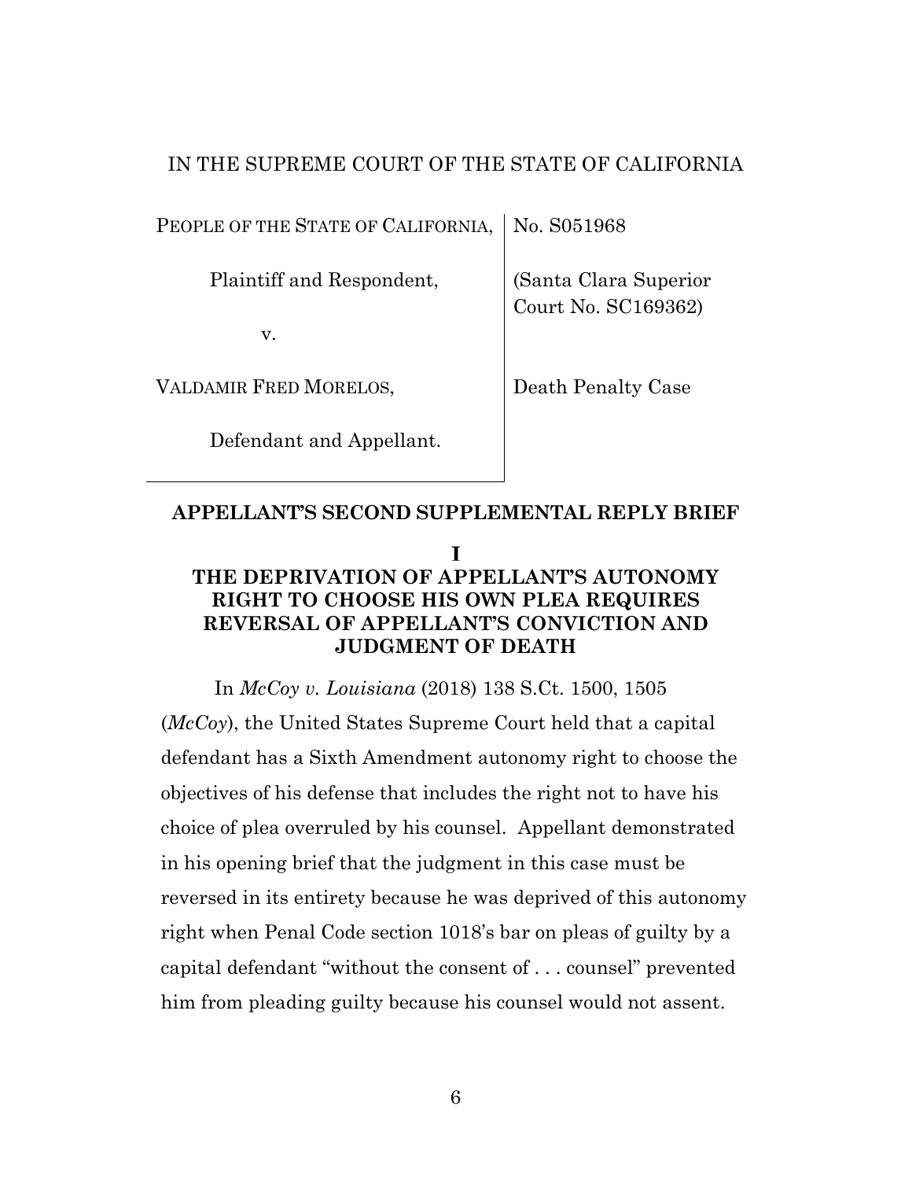IN THE SUPREME COURT OF THE STATE OF CALIFORNIA

| | |
|---|---|
| PEOPLE OF THE STATE OF CALIFORNIA,<br><br>Plaintiff and Respondent,<br><br>v.<br><br>VALDAMIR FRED MORELOS,<br><br>Defendant and Appellant. | No. S051968<br><br>(Santa Clara Superior Court No. SC169362)<br><br>Death Penalty Case |

## APPELLANT'S SECOND SUPPLEMENTAL REPLY BRIEF

### I
### THE DEPRIVATION OF APPELLANT'S AUTONOMY RIGHT TO CHOOSE HIS OWN PLEA REQUIRES REVERSAL OF APPELLANT'S CONVICTION AND JUDGMENT OF DEATH

In *McCoy v. Louisiana* (2018) 138 S.Ct. 1500, 1505 (*McCoy*), the United States Supreme Court held that a capital defendant has a Sixth Amendment autonomy right to choose the objectives of his defense that includes the right not to have his choice of plea overruled by his counsel. Appellant demonstrated in his opening brief that the judgment in this case must be reversed in its entirety because he was deprived of this autonomy right when Penal Code section 1018's bar on pleas of guilty by a capital defendant "without the consent of . . . counsel" prevented him from pleading guilty because his counsel would not assent.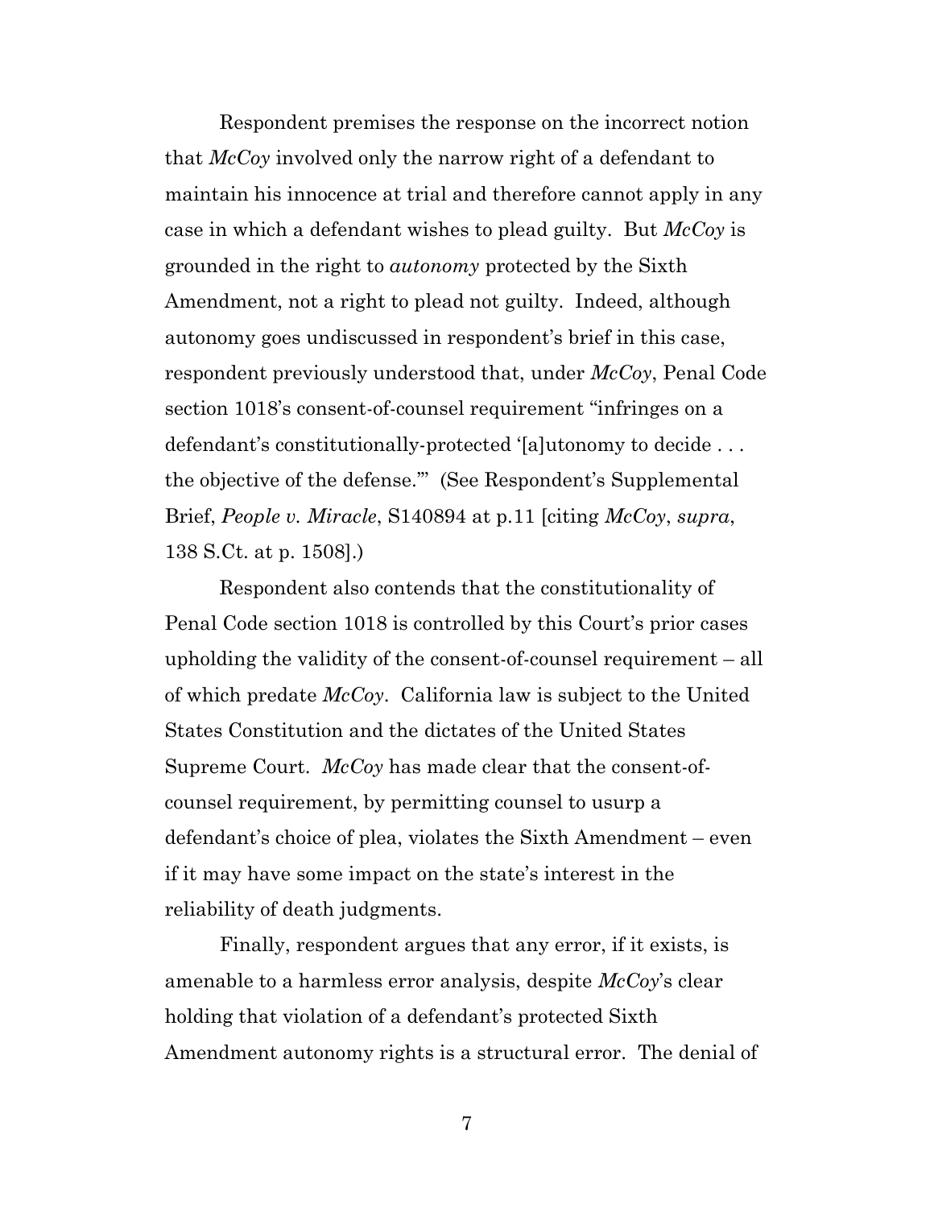Respondent premises the response on the incorrect notion that *McCoy* involved only the narrow right of a defendant to maintain his innocence at trial and therefore cannot apply in any case in which a defendant wishes to plead guilty. But *McCoy* is grounded in the right to *autonomy* protected by the Sixth Amendment, not a right to plead not guilty. Indeed, although autonomy goes undiscussed in respondent's brief in this case, respondent previously understood that, under *McCoy*, Penal Code section 1018's consent-of-counsel requirement "infringes on a defendant's constitutionally-protected '[a]utonomy to decide . . . the objective of the defense.'" (See Respondent's Supplemental Brief, *People v. Miracle*, S140894 at p.11 [citing *McCoy*, *supra*, 138 S.Ct. at p. 1508].)

Respondent also contends that the constitutionality of Penal Code section 1018 is controlled by this Court's prior cases upholding the validity of the consent-of-counsel requirement – all of which predate *McCoy*. California law is subject to the United States Constitution and the dictates of the United States Supreme Court. *McCoy* has made clear that the consent-of-counsel requirement, by permitting counsel to usurp a defendant's choice of plea, violates the Sixth Amendment – even if it may have some impact on the state's interest in the reliability of death judgments.

Finally, respondent argues that any error, if it exists, is amenable to a harmless error analysis, despite *McCoy*'s clear holding that violation of a defendant's protected Sixth Amendment autonomy rights is a structural error. The denial of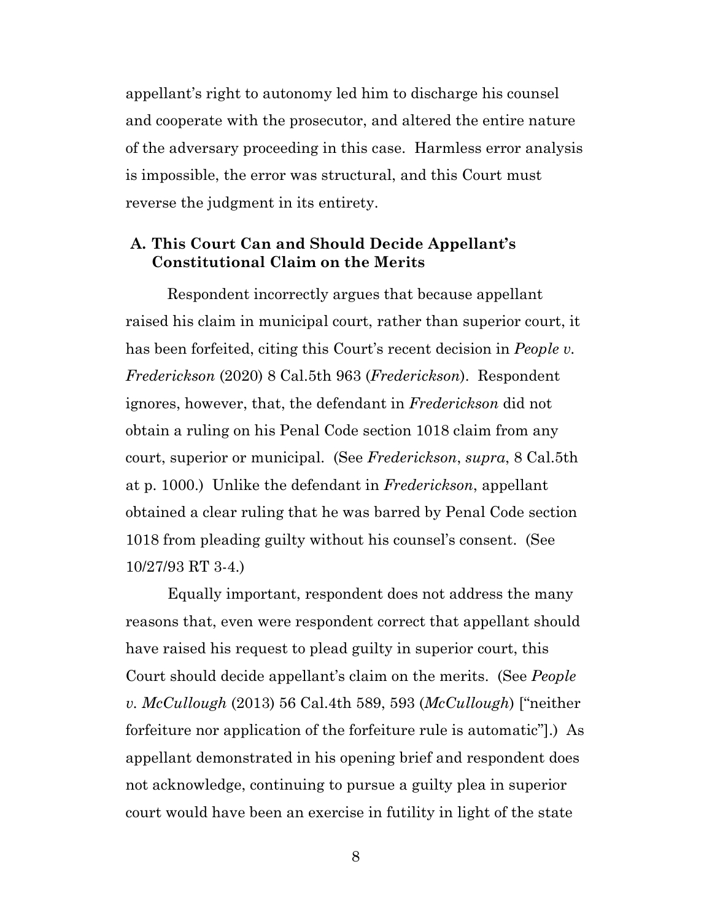appellant's right to autonomy led him to discharge his counsel and cooperate with the prosecutor, and altered the entire nature of the adversary proceeding in this case. Harmless error analysis is impossible, the error was structural, and this Court must reverse the judgment in its entirety.

### A. This Court Can and Should Decide Appellant's Constitutional Claim on the Merits

Respondent incorrectly argues that because appellant raised his claim in municipal court, rather than superior court, it has been forfeited, citing this Court's recent decision in *People v. Frederickson* (2020) 8 Cal.5th 963 (*Frederickson*). Respondent ignores, however, that, the defendant in *Frederickson* did not obtain a ruling on his Penal Code section 1018 claim from any court, superior or municipal. (See *Frederickson*, *supra*, 8 Cal.5th at p. 1000.) Unlike the defendant in *Frederickson*, appellant obtained a clear ruling that he was barred by Penal Code section 1018 from pleading guilty without his counsel's consent. (See 10/27/93 RT 3-4.)

Equally important, respondent does not address the many reasons that, even were respondent correct that appellant should have raised his request to plead guilty in superior court, this Court should decide appellant's claim on the merits. (See *People v. McCullough* (2013) 56 Cal.4th 589, 593 (*McCullough*) ["neither forfeiture nor application of the forfeiture rule is automatic"].) As appellant demonstrated in his opening brief and respondent does not acknowledge, continuing to pursue a guilty plea in superior court would have been an exercise in futility in light of the state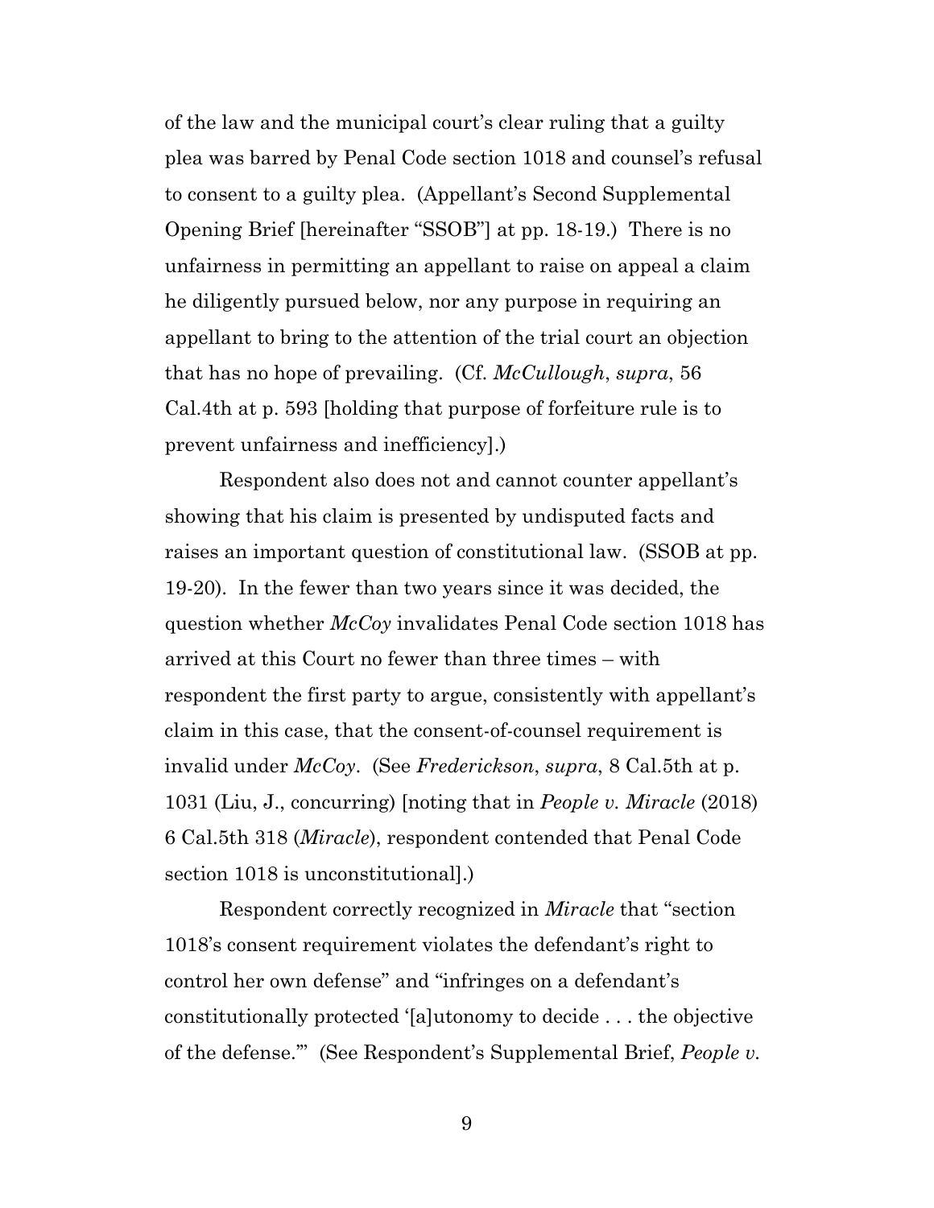of the law and the municipal court's clear ruling that a guilty plea was barred by Penal Code section 1018 and counsel's refusal to consent to a guilty plea. (Appellant's Second Supplemental Opening Brief [hereinafter "SSOB"] at pp. 18-19.) There is no unfairness in permitting an appellant to raise on appeal a claim he diligently pursued below, nor any purpose in requiring an appellant to bring to the attention of the trial court an objection that has no hope of prevailing. (Cf. *McCullough*, *supra*, 56 Cal.4th at p. 593 [holding that purpose of forfeiture rule is to prevent unfairness and inefficiency].)

Respondent also does not and cannot counter appellant's showing that his claim is presented by undisputed facts and raises an important question of constitutional law. (SSOB at pp. 19-20). In the fewer than two years since it was decided, the question whether *McCoy* invalidates Penal Code section 1018 has arrived at this Court no fewer than three times – with respondent the first party to argue, consistently with appellant's claim in this case, that the consent-of-counsel requirement is invalid under *McCoy*. (See *Frederickson*, *supra*, 8 Cal.5th at p. 1031 (Liu, J., concurring) [noting that in *People v. Miracle* (2018) 6 Cal.5th 318 (*Miracle*), respondent contended that Penal Code section 1018 is unconstitutional].)

Respondent correctly recognized in *Miracle* that "section 1018's consent requirement violates the defendant's right to control her own defense" and "infringes on a defendant's constitutionally protected '[a]utonomy to decide . . . the objective of the defense.'" (See Respondent's Supplemental Brief, *People v.*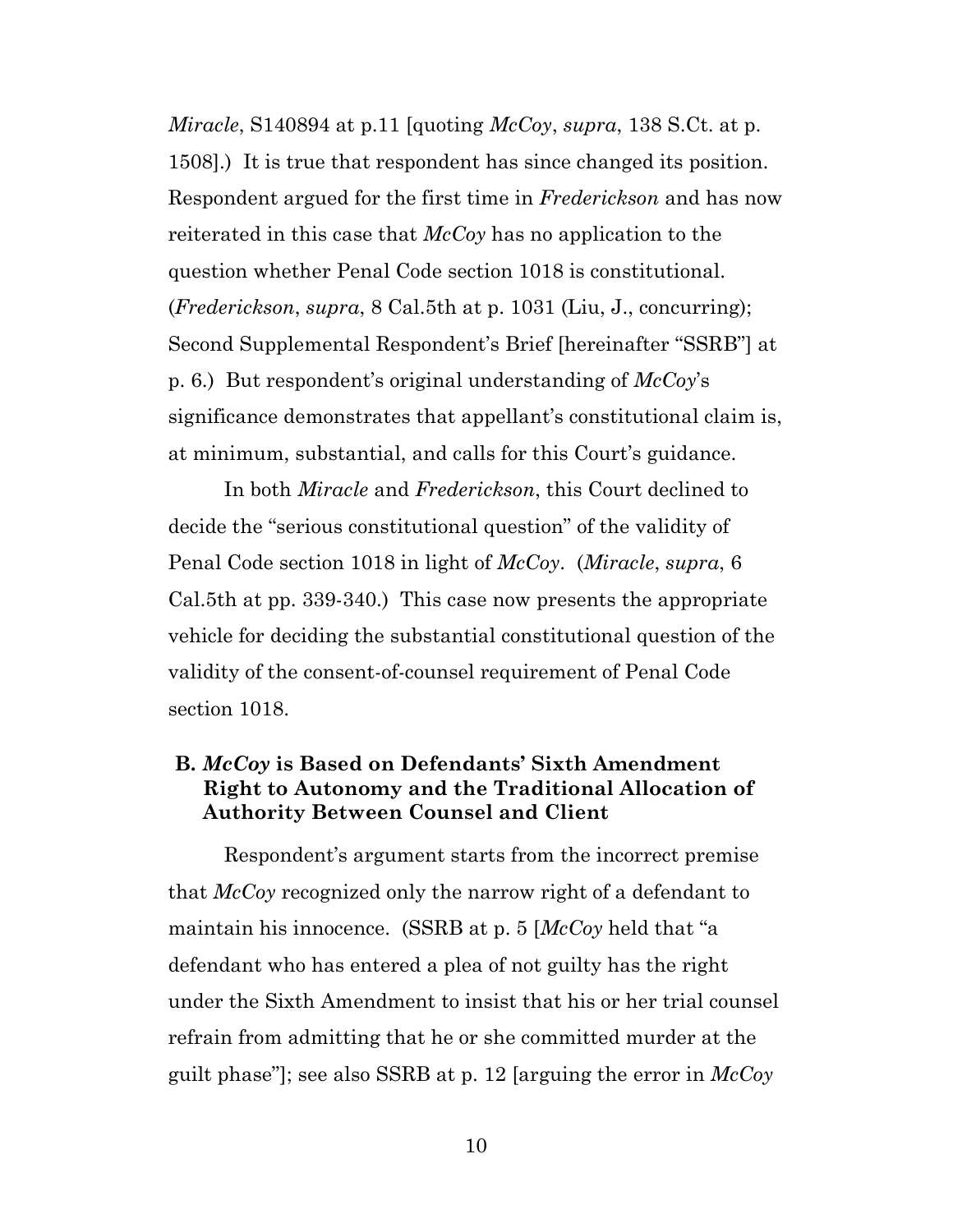*Miracle*, S140894 at p.11 [quoting *McCoy*, *supra*, 138 S.Ct. at p. 1508].) It is true that respondent has since changed its position. Respondent argued for the first time in *Frederickson* and has now reiterated in this case that *McCoy* has no application to the question whether Penal Code section 1018 is constitutional. (*Frederickson*, *supra*, 8 Cal.5th at p. 1031 (Liu, J., concurring); Second Supplemental Respondent's Brief [hereinafter "SSRB"] at p. 6.) But respondent's original understanding of *McCoy*'s significance demonstrates that appellant's constitutional claim is, at minimum, substantial, and calls for this Court's guidance.

In both *Miracle* and *Frederickson*, this Court declined to decide the "serious constitutional question" of the validity of Penal Code section 1018 in light of *McCoy*. (*Miracle*, *supra*, 6 Cal.5th at pp. 339-340.) This case now presents the appropriate vehicle for deciding the substantial constitutional question of the validity of the consent-of-counsel requirement of Penal Code section 1018.

### B. *McCoy* is Based on Defendants' Sixth Amendment Right to Autonomy and the Traditional Allocation of Authority Between Counsel and Client

Respondent's argument starts from the incorrect premise that *McCoy* recognized only the narrow right of a defendant to maintain his innocence. (SSRB at p. 5 [*McCoy* held that "a defendant who has entered a plea of not guilty has the right under the Sixth Amendment to insist that his or her trial counsel refrain from admitting that he or she committed murder at the guilt phase"]; see also SSRB at p. 12 [arguing the error in *McCoy*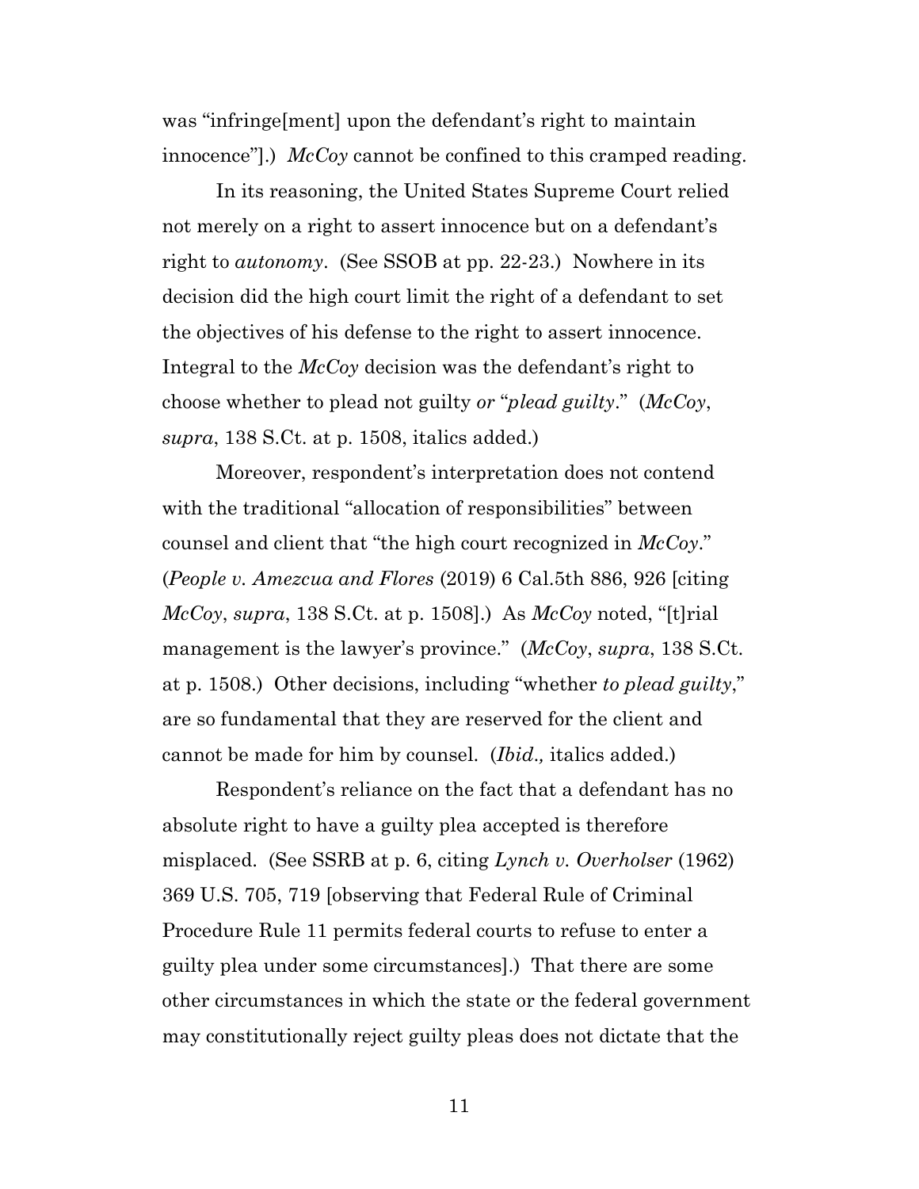was "infringe[ment] upon the defendant's right to maintain innocence"].) *McCoy* cannot be confined to this cramped reading.

In its reasoning, the United States Supreme Court relied not merely on a right to assert innocence but on a defendant's right to *autonomy*. (See SSOB at pp. 22-23.) Nowhere in its decision did the high court limit the right of a defendant to set the objectives of his defense to the right to assert innocence. Integral to the *McCoy* decision was the defendant's right to choose whether to plead not guilty *or* "*plead guilty*." (*McCoy*, *supra*, 138 S.Ct. at p. 1508, italics added.)

Moreover, respondent's interpretation does not contend with the traditional "allocation of responsibilities" between counsel and client that "the high court recognized in *McCoy*." (*People v. Amezcua and Flores* (2019) 6 Cal.5th 886, 926 [citing *McCoy*, *supra*, 138 S.Ct. at p. 1508].) As *McCoy* noted, "[t]rial management is the lawyer's province." (*McCoy*, *supra*, 138 S.Ct. at p. 1508.) Other decisions, including "whether *to plead guilty*," are so fundamental that they are reserved for the client and cannot be made for him by counsel. (*Ibid.,* italics added.)

Respondent's reliance on the fact that a defendant has no absolute right to have a guilty plea accepted is therefore misplaced. (See SSRB at p. 6, citing *Lynch v. Overholser* (1962) 369 U.S. 705, 719 [observing that Federal Rule of Criminal Procedure Rule 11 permits federal courts to refuse to enter a guilty plea under some circumstances].) That there are some other circumstances in which the state or the federal government may constitutionally reject guilty pleas does not dictate that the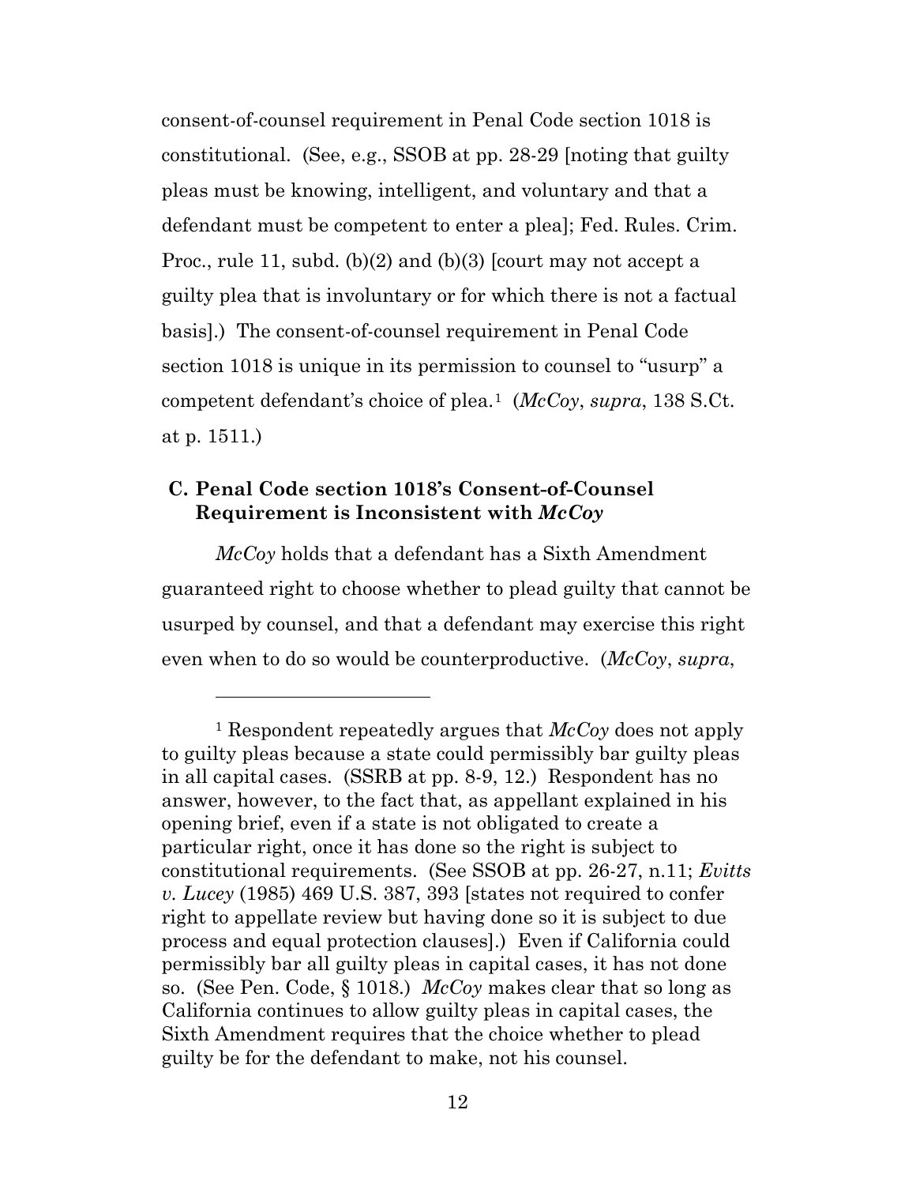consent-of-counsel requirement in Penal Code section 1018 is constitutional. (See, e.g., SSOB at pp. 28-29 [noting that guilty pleas must be knowing, intelligent, and voluntary and that a defendant must be competent to enter a plea]; Fed. Rules. Crim. Proc., rule 11, subd. (b)(2) and (b)(3) [court may not accept a guilty plea that is involuntary or for which there is not a factual basis].) The consent-of-counsel requirement in Penal Code section 1018 is unique in its permission to counsel to "usurp" a competent defendant's choice of plea.[1] (*McCoy*, *supra*, 138 S.Ct. at p. 1511.)

### C. Penal Code section 1018's Consent-of-Counsel Requirement is Inconsistent with *McCoy*

*McCoy* holds that a defendant has a Sixth Amendment guaranteed right to choose whether to plead guilty that cannot be usurped by counsel, and that a defendant may exercise this right even when to do so would be counterproductive. (*McCoy*, *supra*,

---

[1] Respondent repeatedly argues that *McCoy* does not apply to guilty pleas because a state could permissibly bar guilty pleas in all capital cases. (SSRB at pp. 8-9, 12.) Respondent has no answer, however, to the fact that, as appellant explained in his opening brief, even if a state is not obligated to create a particular right, once it has done so the right is subject to constitutional requirements. (See SSOB at pp. 26-27, n.11; *Evitts v. Lucey* (1985) 469 U.S. 387, 393 [states not required to confer right to appellate review but having done so it is subject to due process and equal protection clauses].) Even if California could permissibly bar all guilty pleas in capital cases, it has not done so. (See Pen. Code, § 1018.) *McCoy* makes clear that so long as California continues to allow guilty pleas in capital cases, the Sixth Amendment requires that the choice whether to plead guilty be for the defendant to make, not his counsel.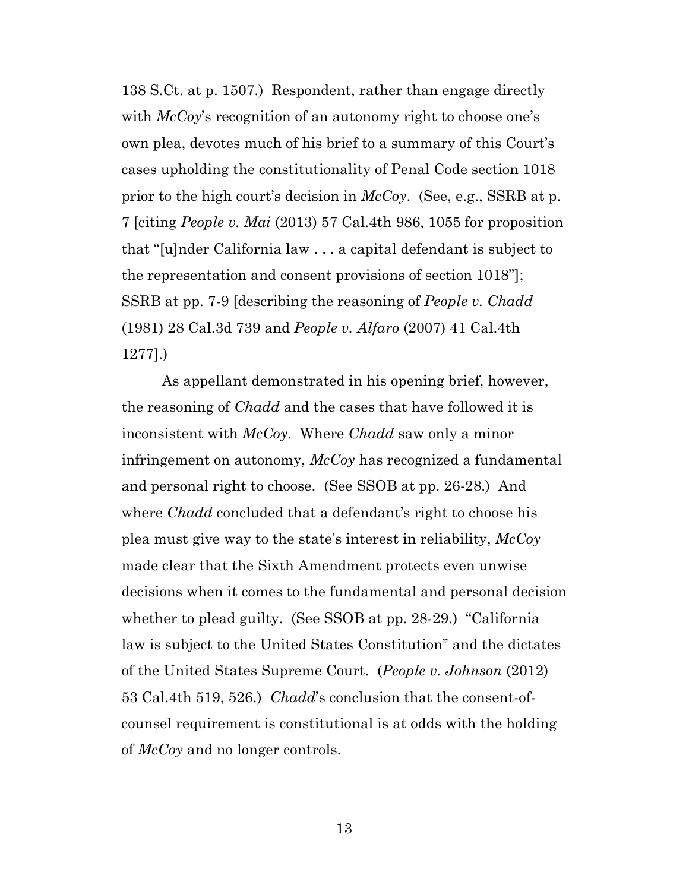138 S.Ct. at p. 1507.) Respondent, rather than engage directly with *McCoy*'s recognition of an autonomy right to choose one's own plea, devotes much of his brief to a summary of this Court's cases upholding the constitutionality of Penal Code section 1018 prior to the high court's decision in *McCoy*. (See, e.g., SSRB at p. 7 [citing *People v. Mai* (2013) 57 Cal.4th 986, 1055 for proposition that "[u]nder California law . . . a capital defendant is subject to the representation and consent provisions of section 1018"]; SSRB at pp. 7-9 [describing the reasoning of *People v. Chadd* (1981) 28 Cal.3d 739 and *People v. Alfaro* (2007) 41 Cal.4th 1277].)

As appellant demonstrated in his opening brief, however, the reasoning of *Chadd* and the cases that have followed it is inconsistent with *McCoy*. Where *Chadd* saw only a minor infringement on autonomy, *McCoy* has recognized a fundamental and personal right to choose. (See SSOB at pp. 26-28.) And where *Chadd* concluded that a defendant's right to choose his plea must give way to the state's interest in reliability, *McCoy* made clear that the Sixth Amendment protects even unwise decisions when it comes to the fundamental and personal decision whether to plead guilty. (See SSOB at pp. 28-29.) "California law is subject to the United States Constitution" and the dictates of the United States Supreme Court. (*People v. Johnson* (2012) 53 Cal.4th 519, 526.) *Chadd*'s conclusion that the consent-of-counsel requirement is constitutional is at odds with the holding of *McCoy* and no longer controls.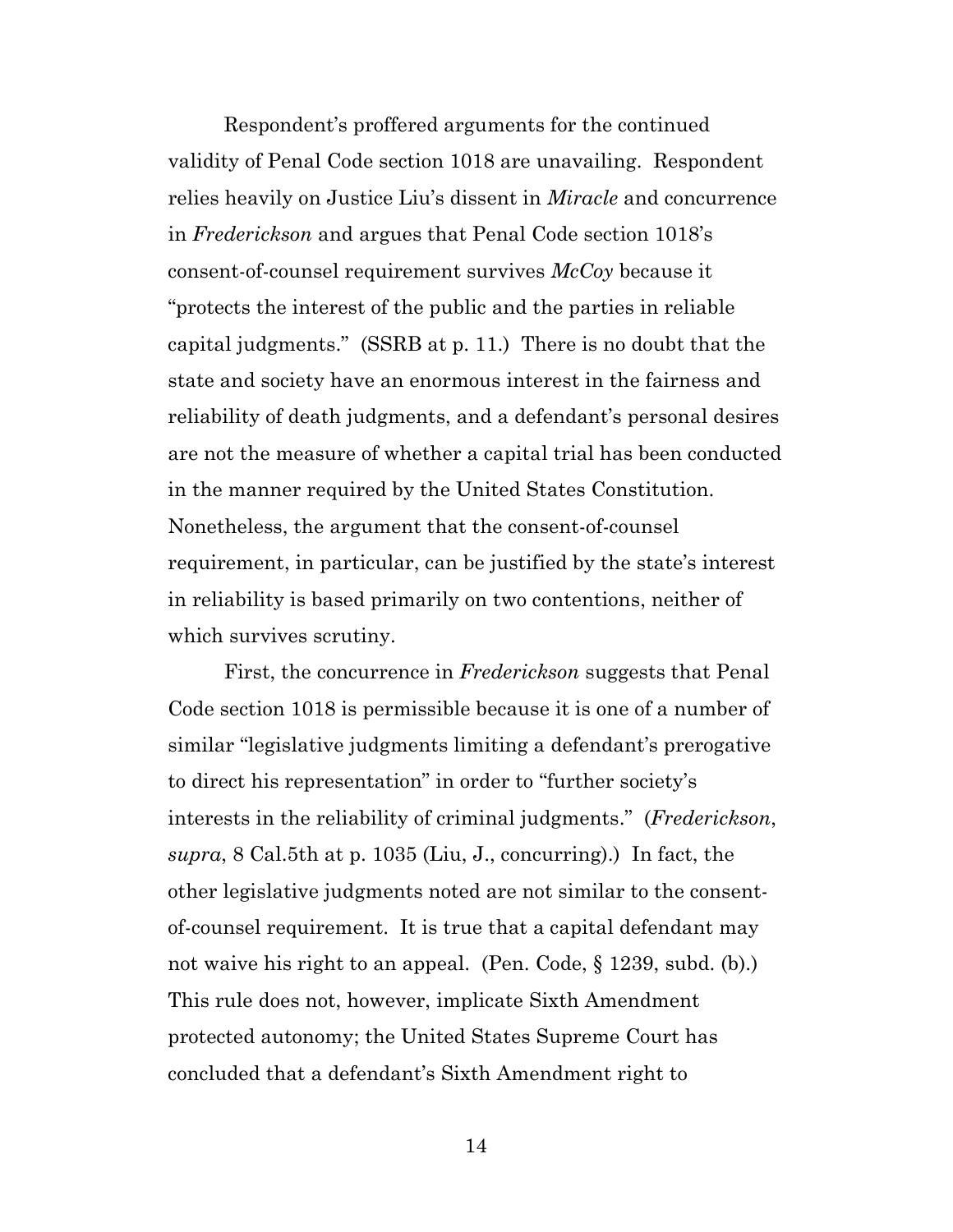Respondent's proffered arguments for the continued validity of Penal Code section 1018 are unavailing. Respondent relies heavily on Justice Liu's dissent in *Miracle* and concurrence in *Frederickson* and argues that Penal Code section 1018's consent-of-counsel requirement survives *McCoy* because it "protects the interest of the public and the parties in reliable capital judgments." (SSRB at p. 11.) There is no doubt that the state and society have an enormous interest in the fairness and reliability of death judgments, and a defendant's personal desires are not the measure of whether a capital trial has been conducted in the manner required by the United States Constitution. Nonetheless, the argument that the consent-of-counsel requirement, in particular, can be justified by the state's interest in reliability is based primarily on two contentions, neither of which survives scrutiny.

First, the concurrence in *Frederickson* suggests that Penal Code section 1018 is permissible because it is one of a number of similar "legislative judgments limiting a defendant's prerogative to direct his representation" in order to "further society's interests in the reliability of criminal judgments." (*Frederickson*, *supra*, 8 Cal.5th at p. 1035 (Liu, J., concurring).) In fact, the other legislative judgments noted are not similar to the consent-of-counsel requirement. It is true that a capital defendant may not waive his right to an appeal. (Pen. Code, § 1239, subd. (b).) This rule does not, however, implicate Sixth Amendment protected autonomy; the United States Supreme Court has concluded that a defendant's Sixth Amendment right to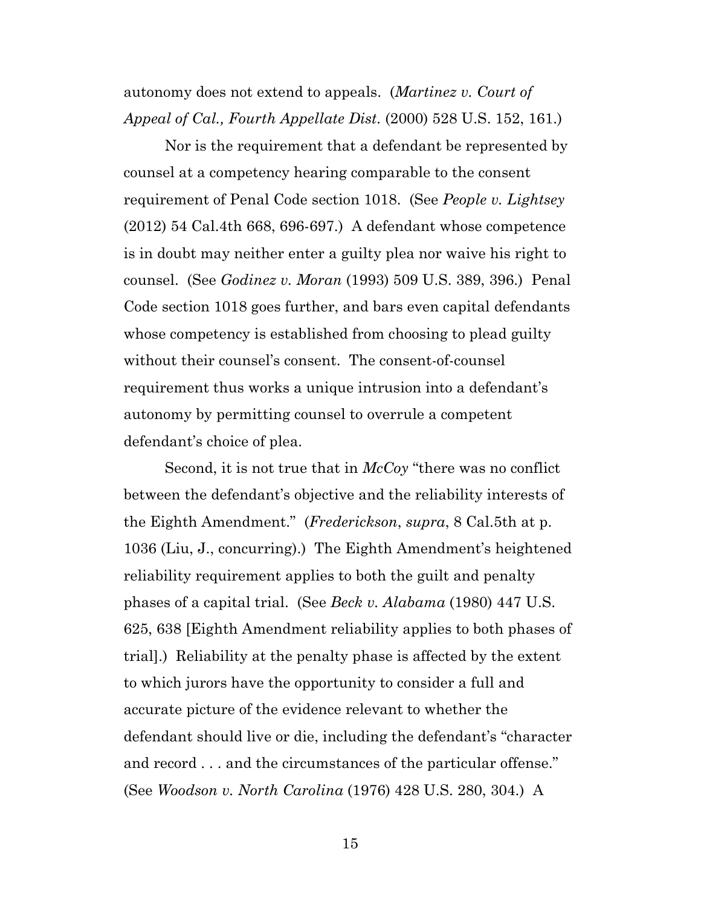autonomy does not extend to appeals. (*Martinez v. Court of Appeal of Cal., Fourth Appellate Dist.* (2000) 528 U.S. 152, 161.)

Nor is the requirement that a defendant be represented by counsel at a competency hearing comparable to the consent requirement of Penal Code section 1018. (See *People v. Lightsey* (2012) 54 Cal.4th 668, 696-697.) A defendant whose competence is in doubt may neither enter a guilty plea nor waive his right to counsel. (See *Godinez v. Moran* (1993) 509 U.S. 389, 396.) Penal Code section 1018 goes further, and bars even capital defendants whose competency is established from choosing to plead guilty without their counsel's consent. The consent-of-counsel requirement thus works a unique intrusion into a defendant's autonomy by permitting counsel to overrule a competent defendant's choice of plea.

Second, it is not true that in *McCoy* "there was no conflict between the defendant's objective and the reliability interests of the Eighth Amendment." (*Frederickson*, *supra*, 8 Cal.5th at p. 1036 (Liu, J., concurring).) The Eighth Amendment's heightened reliability requirement applies to both the guilt and penalty phases of a capital trial. (See *Beck v. Alabama* (1980) 447 U.S. 625, 638 [Eighth Amendment reliability applies to both phases of trial].) Reliability at the penalty phase is affected by the extent to which jurors have the opportunity to consider a full and accurate picture of the evidence relevant to whether the defendant should live or die, including the defendant's "character and record . . . and the circumstances of the particular offense." (See *Woodson v. North Carolina* (1976) 428 U.S. 280, 304.) A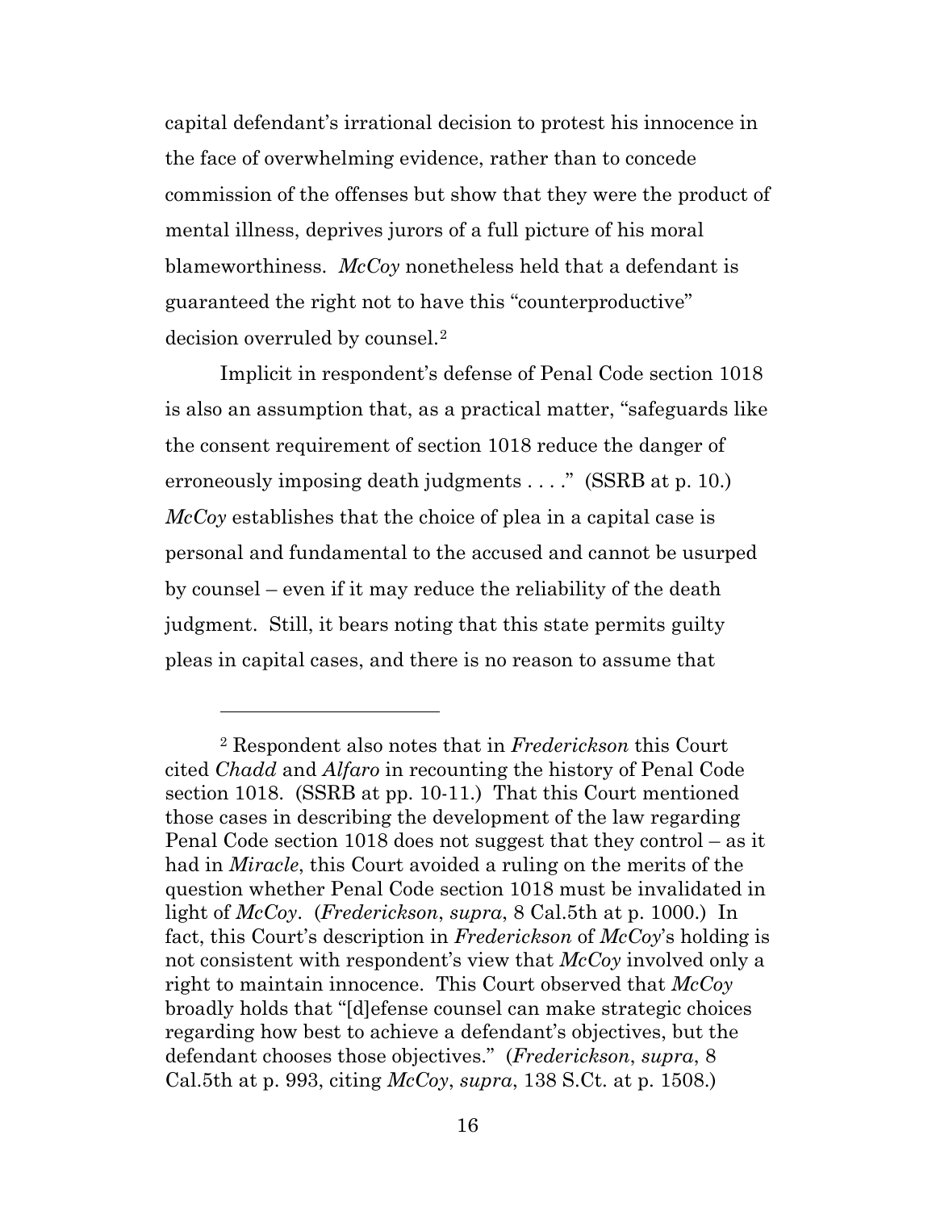capital defendant's irrational decision to protest his innocence in the face of overwhelming evidence, rather than to concede commission of the offenses but show that they were the product of mental illness, deprives jurors of a full picture of his moral blameworthiness. *McCoy* nonetheless held that a defendant is guaranteed the right not to have this "counterproductive" decision overruled by counsel.[2]

Implicit in respondent's defense of Penal Code section 1018 is also an assumption that, as a practical matter, "safeguards like the consent requirement of section 1018 reduce the danger of erroneously imposing death judgments . . . ." (SSRB at p. 10.) *McCoy* establishes that the choice of plea in a capital case is personal and fundamental to the accused and cannot be usurped by counsel – even if it may reduce the reliability of the death judgment. Still, it bears noting that this state permits guilty pleas in capital cases, and there is no reason to assume that

---

[2] Respondent also notes that in *Frederickson* this Court cited *Chadd* and *Alfaro* in recounting the history of Penal Code section 1018. (SSRB at pp. 10-11.) That this Court mentioned those cases in describing the development of the law regarding Penal Code section 1018 does not suggest that they control – as it had in *Miracle*, this Court avoided a ruling on the merits of the question whether Penal Code section 1018 must be invalidated in light of *McCoy*. (*Frederickson*, *supra*, 8 Cal.5th at p. 1000.) In fact, this Court's description in *Frederickson* of *McCoy*'s holding is not consistent with respondent's view that *McCoy* involved only a right to maintain innocence. This Court observed that *McCoy* broadly holds that "[d]efense counsel can make strategic choices regarding how best to achieve a defendant's objectives, but the defendant chooses those objectives." (*Frederickson*, *supra*, 8 Cal.5th at p. 993, citing *McCoy*, *supra*, 138 S.Ct. at p. 1508.)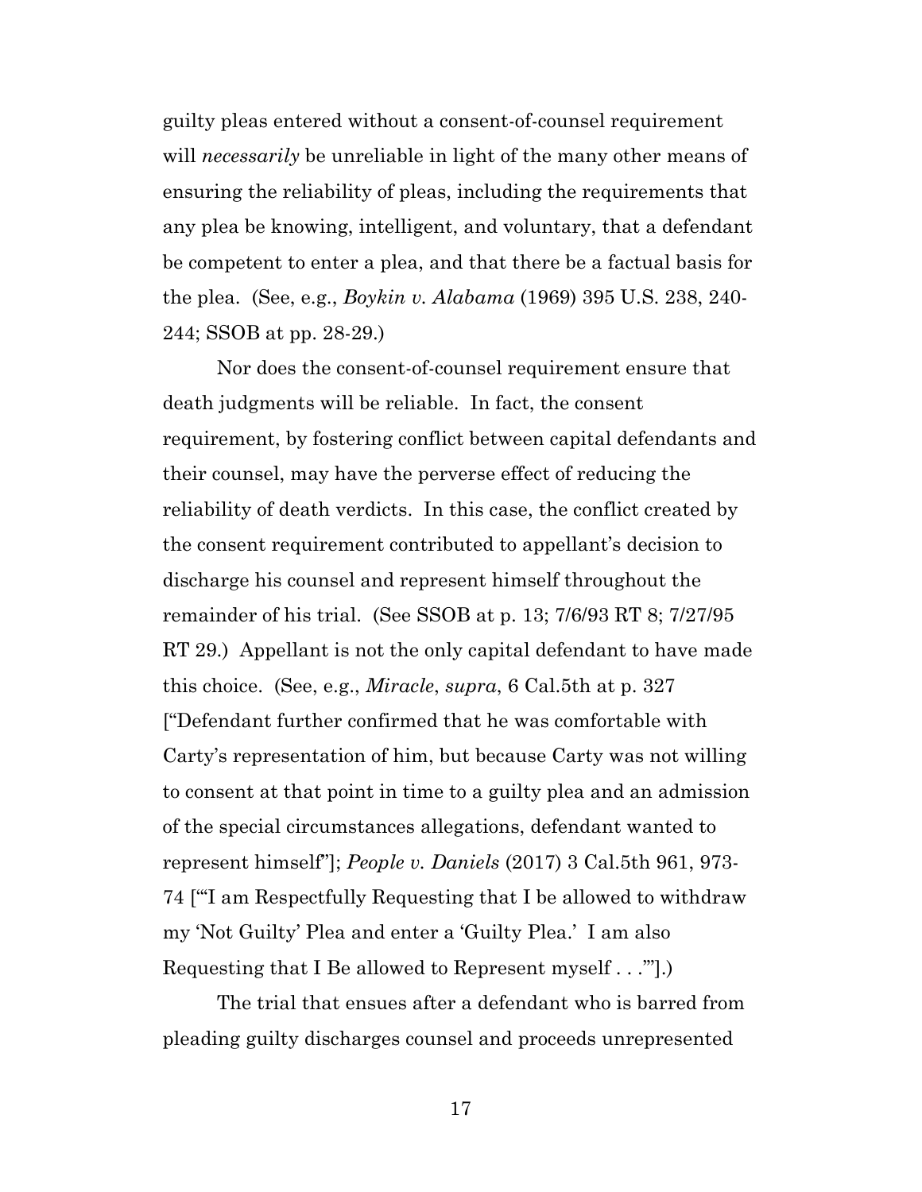guilty pleas entered without a consent-of-counsel requirement will *necessarily* be unreliable in light of the many other means of ensuring the reliability of pleas, including the requirements that any plea be knowing, intelligent, and voluntary, that a defendant be competent to enter a plea, and that there be a factual basis for the plea. (See, e.g., *Boykin v. Alabama* (1969) 395 U.S. 238, 240-244; SSOB at pp. 28-29.)

Nor does the consent-of-counsel requirement ensure that death judgments will be reliable. In fact, the consent requirement, by fostering conflict between capital defendants and their counsel, may have the perverse effect of reducing the reliability of death verdicts. In this case, the conflict created by the consent requirement contributed to appellant's decision to discharge his counsel and represent himself throughout the remainder of his trial. (See SSOB at p. 13; 7/6/93 RT 8; 7/27/95 RT 29.) Appellant is not the only capital defendant to have made this choice. (See, e.g., *Miracle*, *supra*, 6 Cal.5th at p. 327 ["Defendant further confirmed that he was comfortable with Carty's representation of him, but because Carty was not willing to consent at that point in time to a guilty plea and an admission of the special circumstances allegations, defendant wanted to represent himself"]; *People v. Daniels* (2017) 3 Cal.5th 961, 973-74 ["'I am Respectfully Requesting that I be allowed to withdraw my 'Not Guilty' Plea and enter a 'Guilty Plea.' I am also Requesting that I Be allowed to Represent myself . . .'"].)

The trial that ensues after a defendant who is barred from pleading guilty discharges counsel and proceeds unrepresented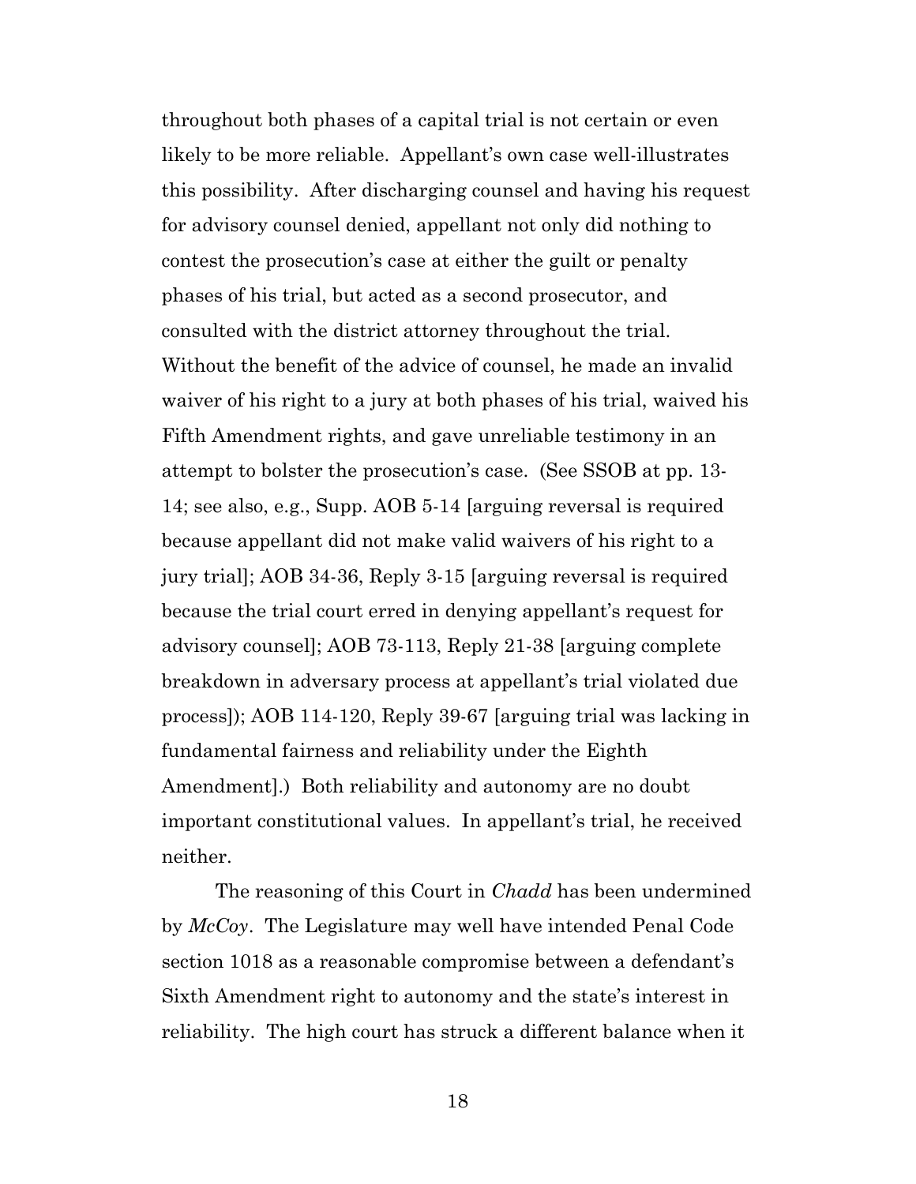throughout both phases of a capital trial is not certain or even likely to be more reliable. Appellant's own case well-illustrates this possibility. After discharging counsel and having his request for advisory counsel denied, appellant not only did nothing to contest the prosecution's case at either the guilt or penalty phases of his trial, but acted as a second prosecutor, and consulted with the district attorney throughout the trial. Without the benefit of the advice of counsel, he made an invalid waiver of his right to a jury at both phases of his trial, waived his Fifth Amendment rights, and gave unreliable testimony in an attempt to bolster the prosecution's case. (See SSOB at pp. 13-14; see also, e.g., Supp. AOB 5-14 [arguing reversal is required because appellant did not make valid waivers of his right to a jury trial]; AOB 34-36, Reply 3-15 [arguing reversal is required because the trial court erred in denying appellant's request for advisory counsel]; AOB 73-113, Reply 21-38 [arguing complete breakdown in adversary process at appellant's trial violated due process]); AOB 114-120, Reply 39-67 [arguing trial was lacking in fundamental fairness and reliability under the Eighth Amendment].) Both reliability and autonomy are no doubt important constitutional values. In appellant's trial, he received neither.

The reasoning of this Court in *Chadd* has been undermined by *McCoy*. The Legislature may well have intended Penal Code section 1018 as a reasonable compromise between a defendant's Sixth Amendment right to autonomy and the state's interest in reliability. The high court has struck a different balance when it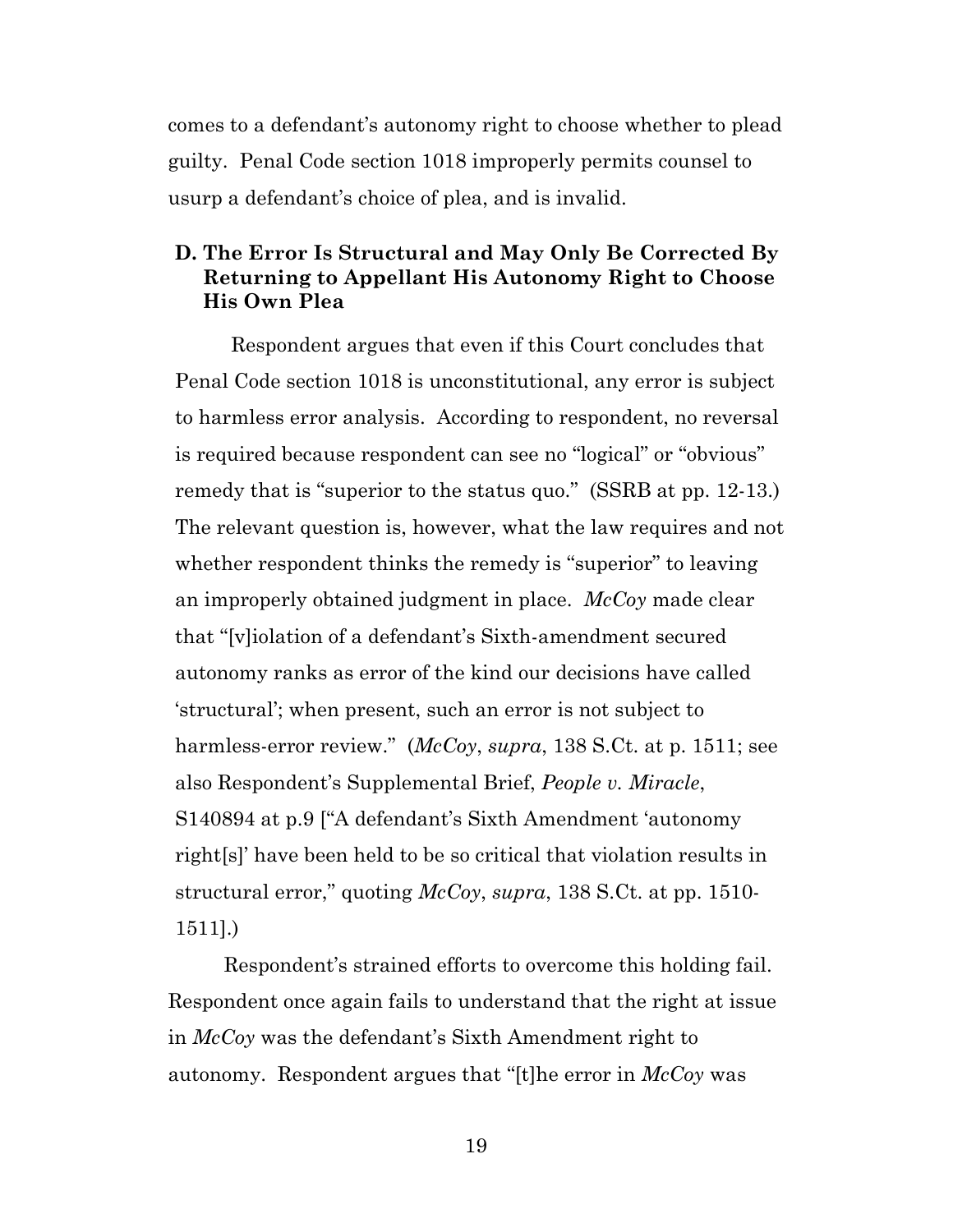comes to a defendant's autonomy right to choose whether to plead guilty. Penal Code section 1018 improperly permits counsel to usurp a defendant's choice of plea, and is invalid.

### D. The Error Is Structural and May Only Be Corrected By Returning to Appellant His Autonomy Right to Choose His Own Plea

Respondent argues that even if this Court concludes that Penal Code section 1018 is unconstitutional, any error is subject to harmless error analysis. According to respondent, no reversal is required because respondent can see no "logical" or "obvious" remedy that is "superior to the status quo." (SSRB at pp. 12-13.) The relevant question is, however, what the law requires and not whether respondent thinks the remedy is "superior" to leaving an improperly obtained judgment in place. *McCoy* made clear that "[v]iolation of a defendant's Sixth-amendment secured autonomy ranks as error of the kind our decisions have called 'structural'; when present, such an error is not subject to harmless-error review." (*McCoy*, *supra*, 138 S.Ct. at p. 1511; see also Respondent's Supplemental Brief, *People v. Miracle*, S140894 at p.9 ["A defendant's Sixth Amendment 'autonomy right[s]' have been held to be so critical that violation results in structural error," quoting *McCoy*, *supra*, 138 S.Ct. at pp. 1510-1511].)

Respondent's strained efforts to overcome this holding fail. Respondent once again fails to understand that the right at issue in *McCoy* was the defendant's Sixth Amendment right to autonomy. Respondent argues that "[t]he error in *McCoy* was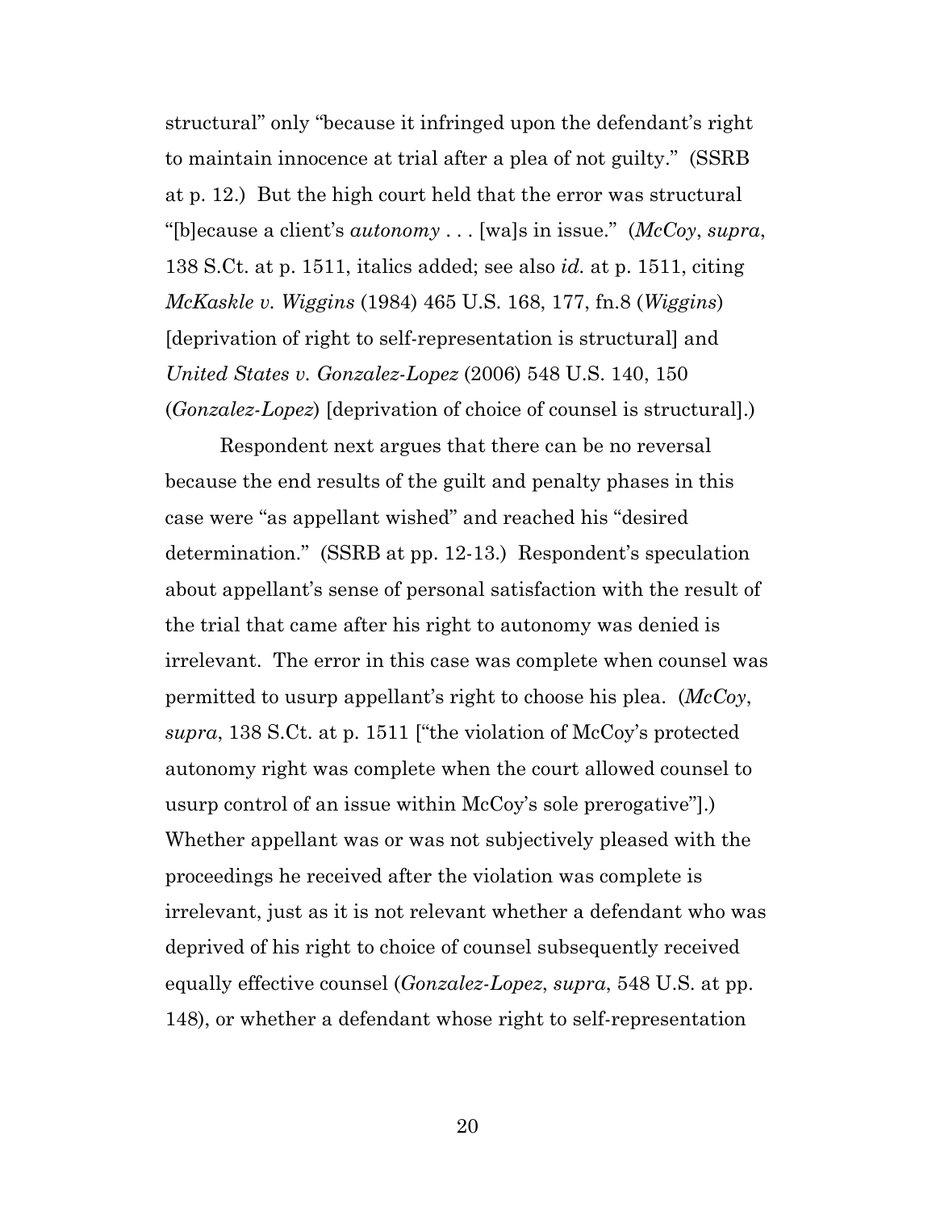structural" only "because it infringed upon the defendant's right to maintain innocence at trial after a plea of not guilty." (SSRB at p. 12.) But the high court held that the error was structural "[b]ecause a client's *autonomy* . . . [wa]s in issue." (*McCoy*, *supra*, 138 S.Ct. at p. 1511, italics added; see also *id.* at p. 1511, citing *McKaskle v. Wiggins* (1984) 465 U.S. 168, 177, fn.8 (*Wiggins*) [deprivation of right to self-representation is structural] and *United States v. Gonzalez-Lopez* (2006) 548 U.S. 140, 150 (*Gonzalez-Lopez*) [deprivation of choice of counsel is structural].)

Respondent next argues that there can be no reversal because the end results of the guilt and penalty phases in this case were "as appellant wished" and reached his "desired determination." (SSRB at pp. 12-13.) Respondent's speculation about appellant's sense of personal satisfaction with the result of the trial that came after his right to autonomy was denied is irrelevant. The error in this case was complete when counsel was permitted to usurp appellant's right to choose his plea. (*McCoy*, *supra*, 138 S.Ct. at p. 1511 ["the violation of McCoy's protected autonomy right was complete when the court allowed counsel to usurp control of an issue within McCoy's sole prerogative"].) Whether appellant was or was not subjectively pleased with the proceedings he received after the violation was complete is irrelevant, just as it is not relevant whether a defendant who was deprived of his right to choice of counsel subsequently received equally effective counsel (*Gonzalez-Lopez*, *supra*, 548 U.S. at pp. 148), or whether a defendant whose right to self-representation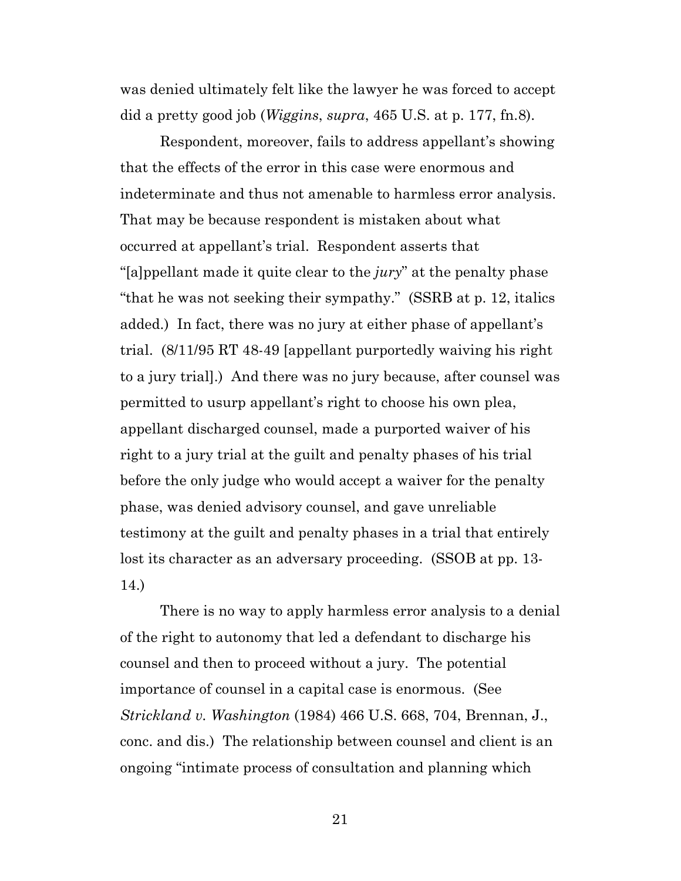was denied ultimately felt like the lawyer he was forced to accept did a pretty good job (*Wiggins*, *supra*, 465 U.S. at p. 177, fn.8).

Respondent, moreover, fails to address appellant's showing that the effects of the error in this case were enormous and indeterminate and thus not amenable to harmless error analysis. That may be because respondent is mistaken about what occurred at appellant's trial. Respondent asserts that "[a]ppellant made it quite clear to the *jury*" at the penalty phase "that he was not seeking their sympathy." (SSRB at p. 12, italics added.) In fact, there was no jury at either phase of appellant's trial. (8/11/95 RT 48-49 [appellant purportedly waiving his right to a jury trial].) And there was no jury because, after counsel was permitted to usurp appellant's right to choose his own plea, appellant discharged counsel, made a purported waiver of his right to a jury trial at the guilt and penalty phases of his trial before the only judge who would accept a waiver for the penalty phase, was denied advisory counsel, and gave unreliable testimony at the guilt and penalty phases in a trial that entirely lost its character as an adversary proceeding. (SSOB at pp. 13-14.)

There is no way to apply harmless error analysis to a denial of the right to autonomy that led a defendant to discharge his counsel and then to proceed without a jury. The potential importance of counsel in a capital case is enormous. (See *Strickland v. Washington* (1984) 466 U.S. 668, 704, Brennan, J., conc. and dis.) The relationship between counsel and client is an ongoing "intimate process of consultation and planning which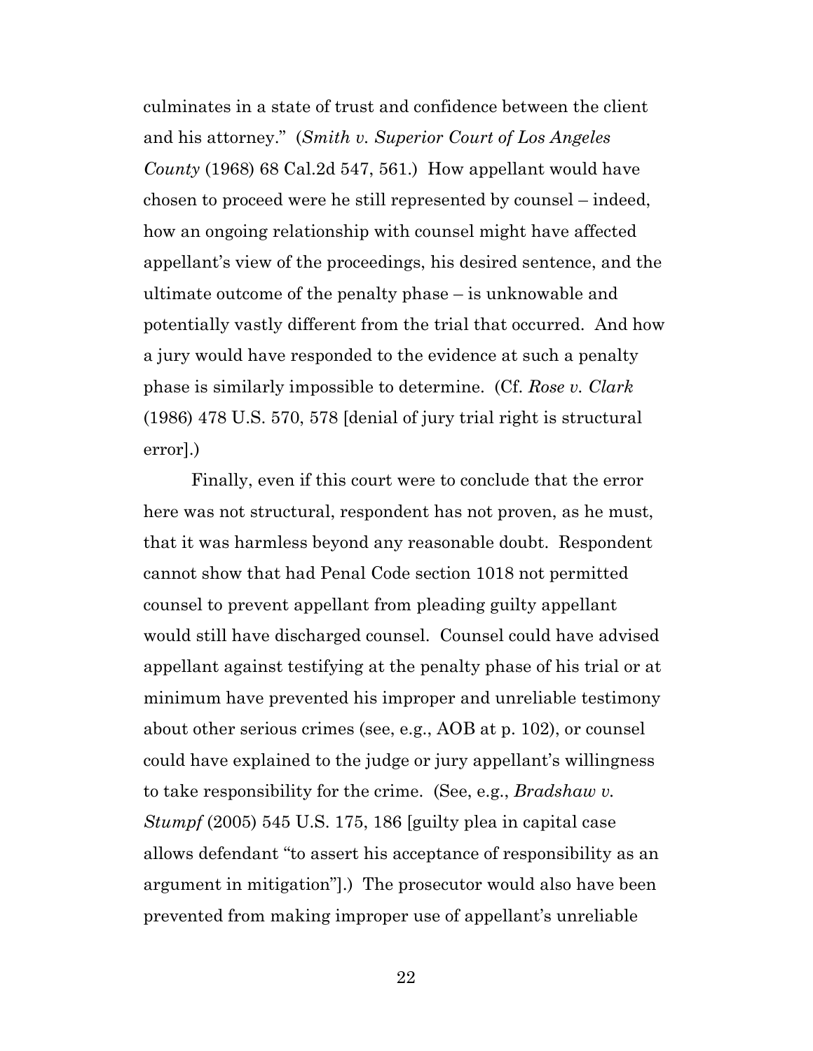culminates in a state of trust and confidence between the client and his attorney." (*Smith v. Superior Court of Los Angeles County* (1968) 68 Cal.2d 547, 561.) How appellant would have chosen to proceed were he still represented by counsel – indeed, how an ongoing relationship with counsel might have affected appellant's view of the proceedings, his desired sentence, and the ultimate outcome of the penalty phase – is unknowable and potentially vastly different from the trial that occurred. And how a jury would have responded to the evidence at such a penalty phase is similarly impossible to determine. (Cf. *Rose v. Clark* (1986) 478 U.S. 570, 578 [denial of jury trial right is structural error].)

Finally, even if this court were to conclude that the error here was not structural, respondent has not proven, as he must, that it was harmless beyond any reasonable doubt. Respondent cannot show that had Penal Code section 1018 not permitted counsel to prevent appellant from pleading guilty appellant would still have discharged counsel. Counsel could have advised appellant against testifying at the penalty phase of his trial or at minimum have prevented his improper and unreliable testimony about other serious crimes (see, e.g., AOB at p. 102), or counsel could have explained to the judge or jury appellant's willingness to take responsibility for the crime. (See, e.g., *Bradshaw v. Stumpf* (2005) 545 U.S. 175, 186 [guilty plea in capital case allows defendant "to assert his acceptance of responsibility as an argument in mitigation"].) The prosecutor would also have been prevented from making improper use of appellant's unreliable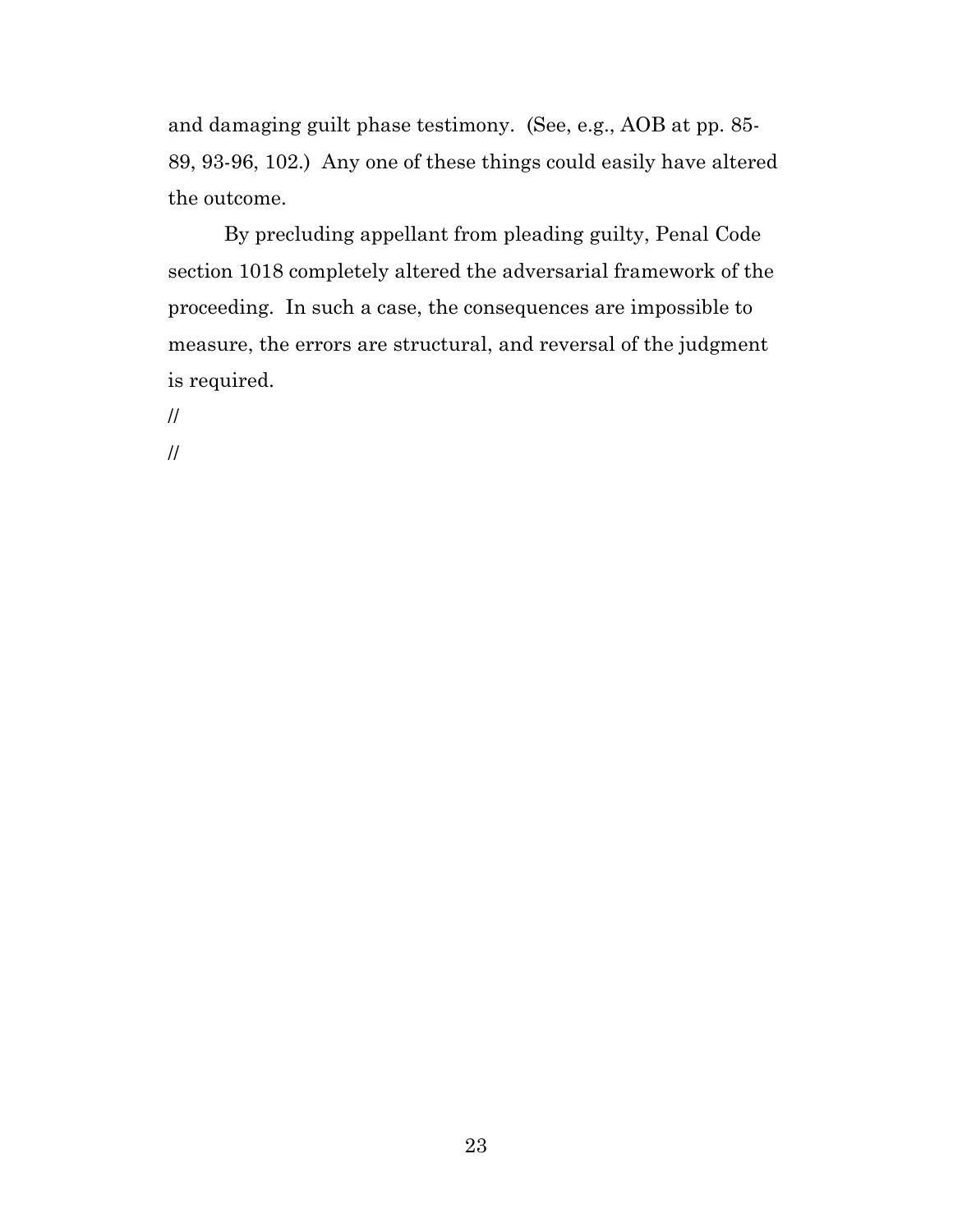and damaging guilt phase testimony. (See, e.g., AOB at pp. 85-89, 93-96, 102.) Any one of these things could easily have altered the outcome.

By precluding appellant from pleading guilty, Penal Code section 1018 completely altered the adversarial framework of the proceeding. In such a case, the consequences are impossible to measure, the errors are structural, and reversal of the judgment is required.

//

//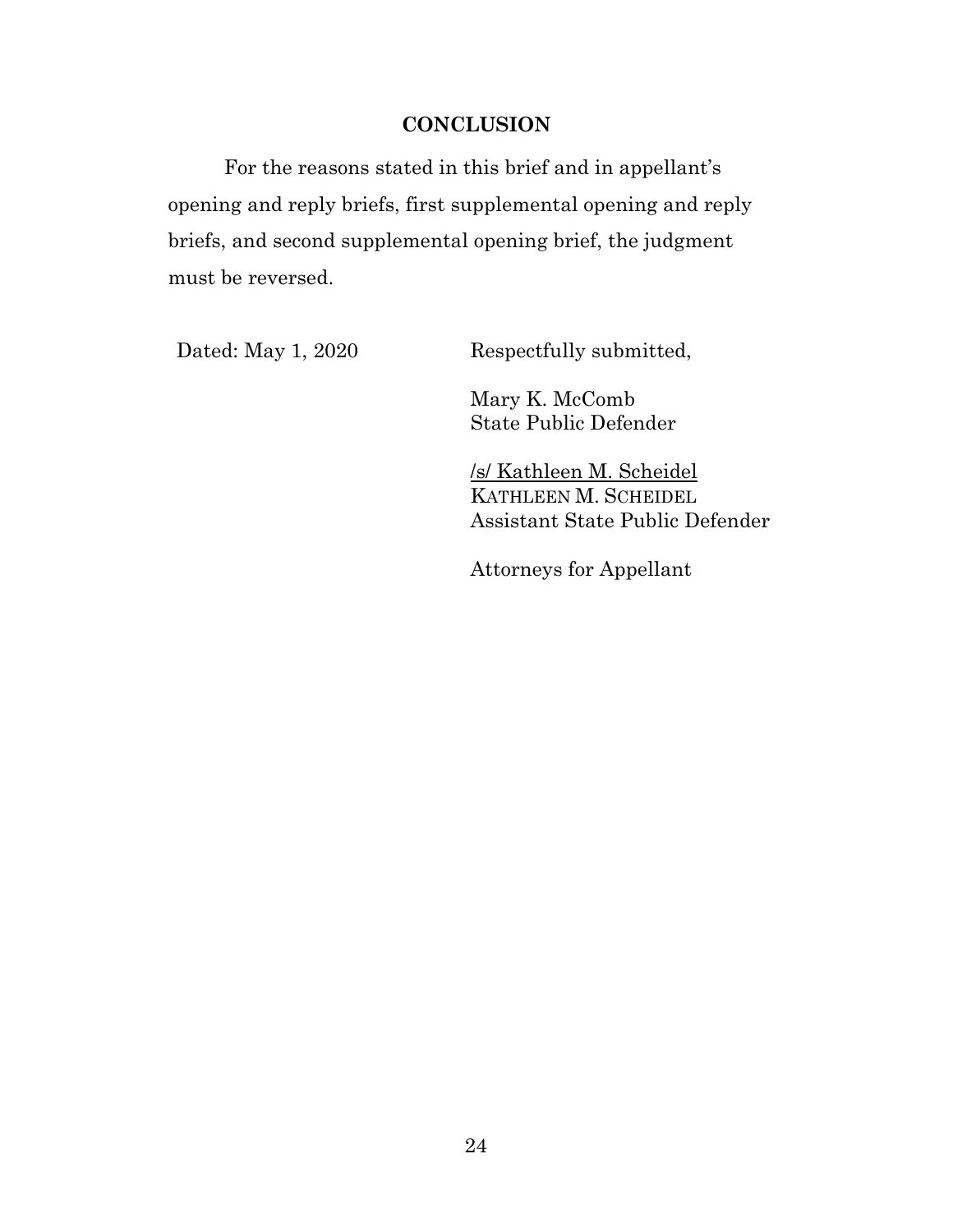## CONCLUSION

For the reasons stated in this brief and in appellant's opening and reply briefs, first supplemental opening and reply briefs, and second supplemental opening brief, the judgment must be reversed.

Dated: May 1, 2020

Respectfully submitted,

Mary K. McComb
State Public Defender

/s/ Kathleen M. Scheidel
KATHLEEN M. SCHEIDEL
Assistant State Public Defender

Attorneys for Appellant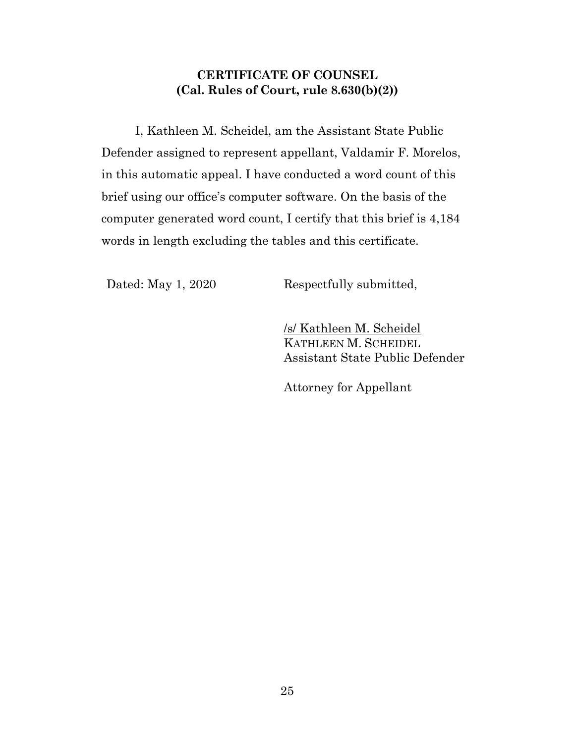**CERTIFICATE OF COUNSEL**
**(Cal. Rules of Court, rule 8.630(b)(2))**

I, Kathleen M. Scheidel, am the Assistant State Public Defender assigned to represent appellant, Valdamir F. Morelos, in this automatic appeal. I have conducted a word count of this brief using our office's computer software. On the basis of the computer generated word count, I certify that this brief is 4,184 words in length excluding the tables and this certificate.

Dated: May 1, 2020

Respectfully submitted,

/s/ Kathleen M. Scheidel
KATHLEEN M. SCHEIDEL
Assistant State Public Defender

Attorney for Appellant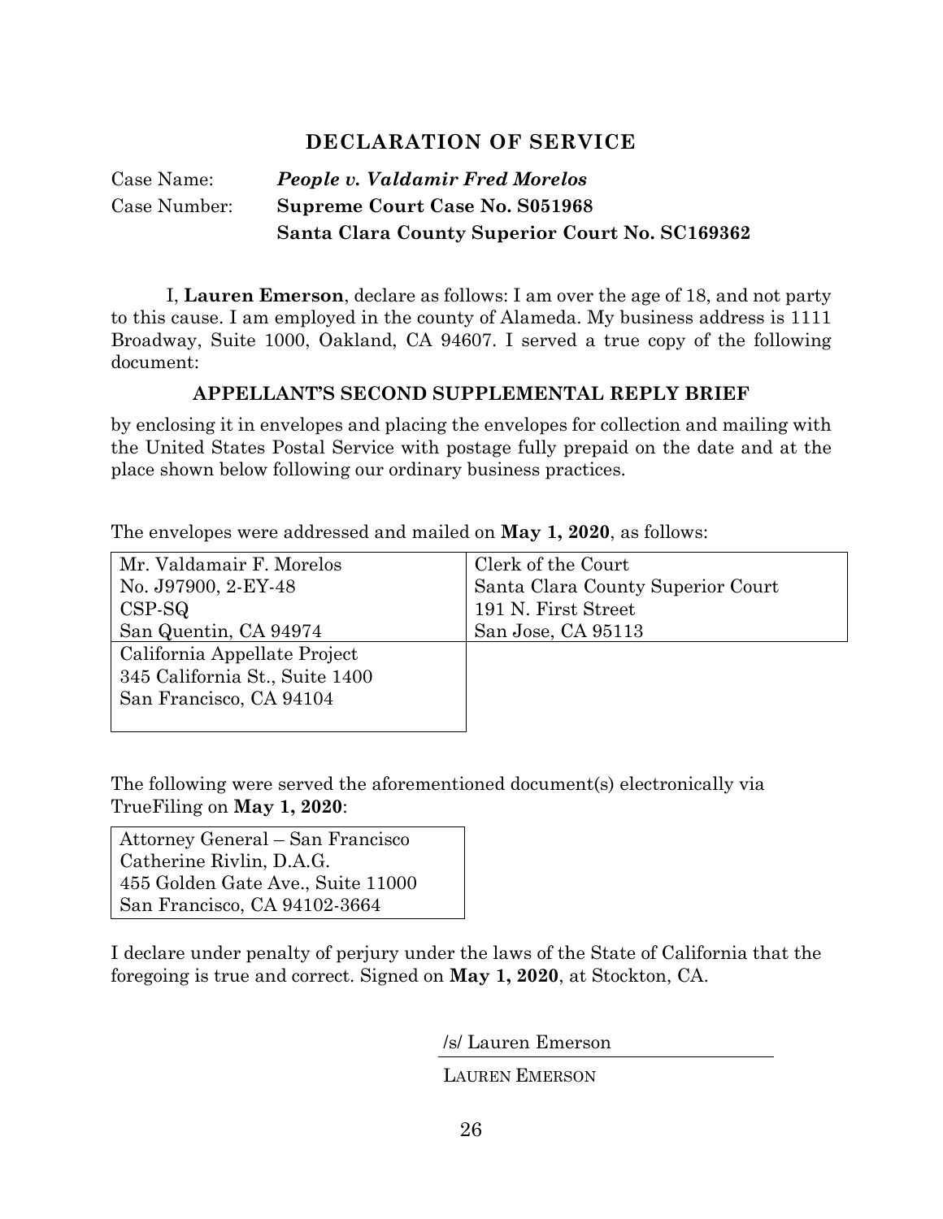## DECLARATION OF SERVICE

Case Name: ***People v. Valdamir Fred Morelos***
Case Number: **Supreme Court Case No. S051968**
**Santa Clara County Superior Court No. SC169362**

I, **Lauren Emerson**, declare as follows: I am over the age of 18, and not party to this cause. I am employed in the county of Alameda. My business address is 1111 Broadway, Suite 1000, Oakland, CA 94607. I served a true copy of the following document:

**APPELLANT'S SECOND SUPPLEMENTAL REPLY BRIEF**

by enclosing it in envelopes and placing the envelopes for collection and mailing with the United States Postal Service with postage fully prepaid on the date and at the place shown below following our ordinary business practices.

The envelopes were addressed and mailed on **May 1, 2020**, as follows:

| | |
|---|---|
| Mr. Valdamair F. Morelos<br>No. J97900, 2-EY-48<br>CSP-SQ<br>San Quentin, CA 94974 | Clerk of the Court<br>Santa Clara County Superior Court<br>191 N. First Street<br>San Jose, CA 95113 |
| California Appellate Project<br>345 California St., Suite 1400<br>San Francisco, CA 94104 | |

The following were served the aforementioned document(s) electronically via TrueFiling on **May 1, 2020**:

| |
|---|
| Attorney General – San Francisco<br>Catherine Rivlin, D.A.G.<br>455 Golden Gate Ave., Suite 11000<br>San Francisco, CA 94102-3664 |

I declare under penalty of perjury under the laws of the State of California that the foregoing is true and correct. Signed on **May 1, 2020**, at Stockton, CA.

/s/ Lauren Emerson

LAUREN EMERSON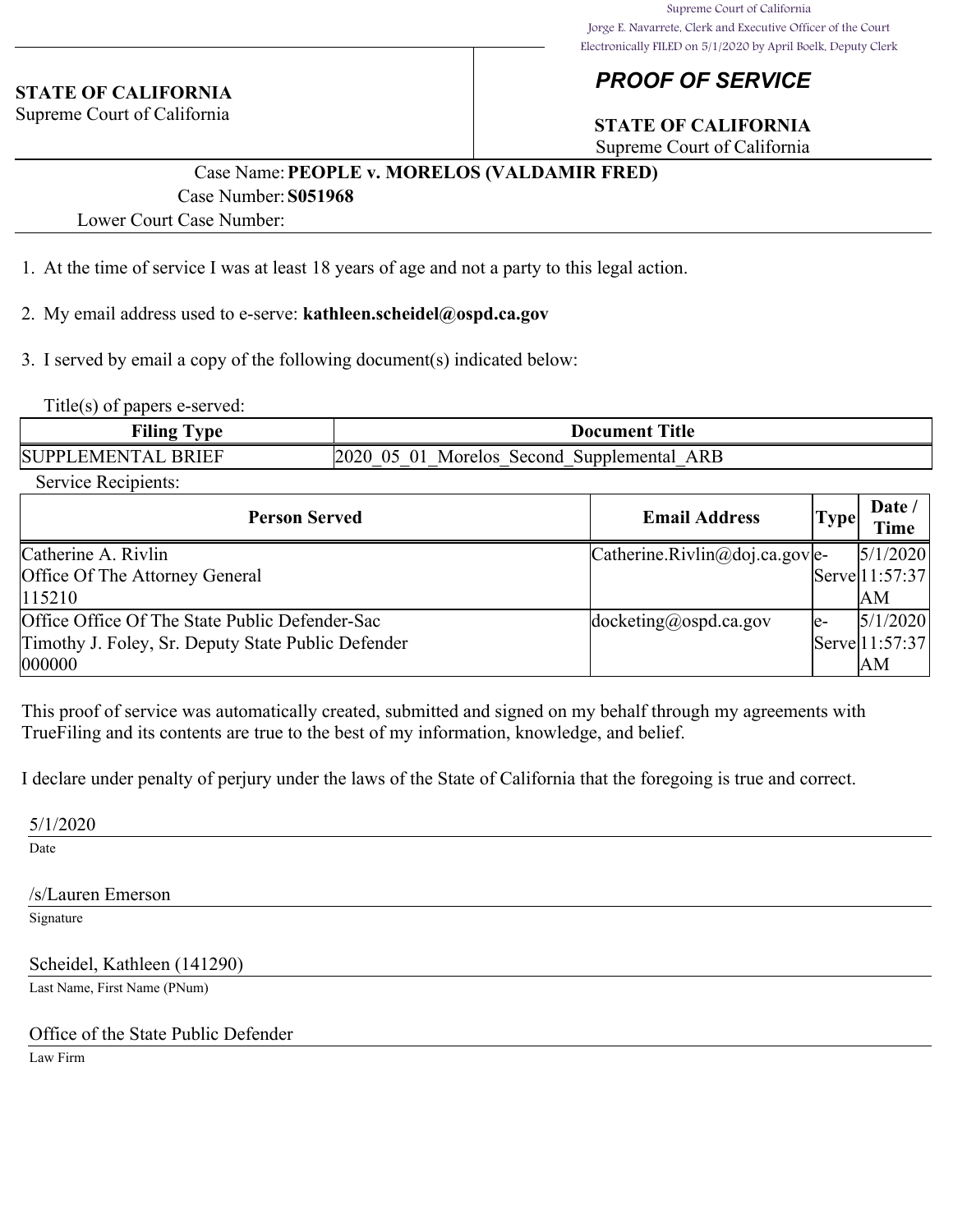Supreme Court of California
Jorge E. Navarrete, Clerk and Executive Officer of the Court
Electronically FILED on 5/1/2020 by April Boelk, Deputy Clerk

**STATE OF CALIFORNIA**
Supreme Court of California

# *PROOF OF SERVICE*

**STATE OF CALIFORNIA**
Supreme Court of California

Case Name: **PEOPLE v. MORELOS (VALDAMIR FRED)**
Case Number: **S051968**
Lower Court Case Number:

1. At the time of service I was at least 18 years of age and not a party to this legal action.

2. My email address used to e-serve: **kathleen.scheidel@ospd.ca.gov**

3. I served by email a copy of the following document(s) indicated below:

Title(s) of papers e-served:

| Filing Type | Document Title |
|---|---|
| SUPPLEMENTAL BRIEF | 2020_05_01_Morelos_Second_Supplemental_ARB |

Service Recipients:

| Person Served | Email Address | Type | Date / Time |
|---|---|---|---|
| Catherine A. Rivlin<br>Office Of The Attorney General<br>115210 | Catherine.Rivlin@doj.ca.gov | e-Serve | 5/1/2020 11:57:37 AM |
| Office Office Of The State Public Defender-Sac<br>Timothy J. Foley, Sr. Deputy State Public Defender<br>000000 | docketing@ospd.ca.gov | e-Serve | 5/1/2020 11:57:37 AM |

This proof of service was automatically created, submitted and signed on my behalf through my agreements with TrueFiling and its contents are true to the best of my information, knowledge, and belief.

I declare under penalty of perjury under the laws of the State of California that the foregoing is true and correct.

5/1/2020
Date

/s/Lauren Emerson
Signature

Scheidel, Kathleen (141290)
Last Name, First Name (PNum)

Office of the State Public Defender
Law Firm